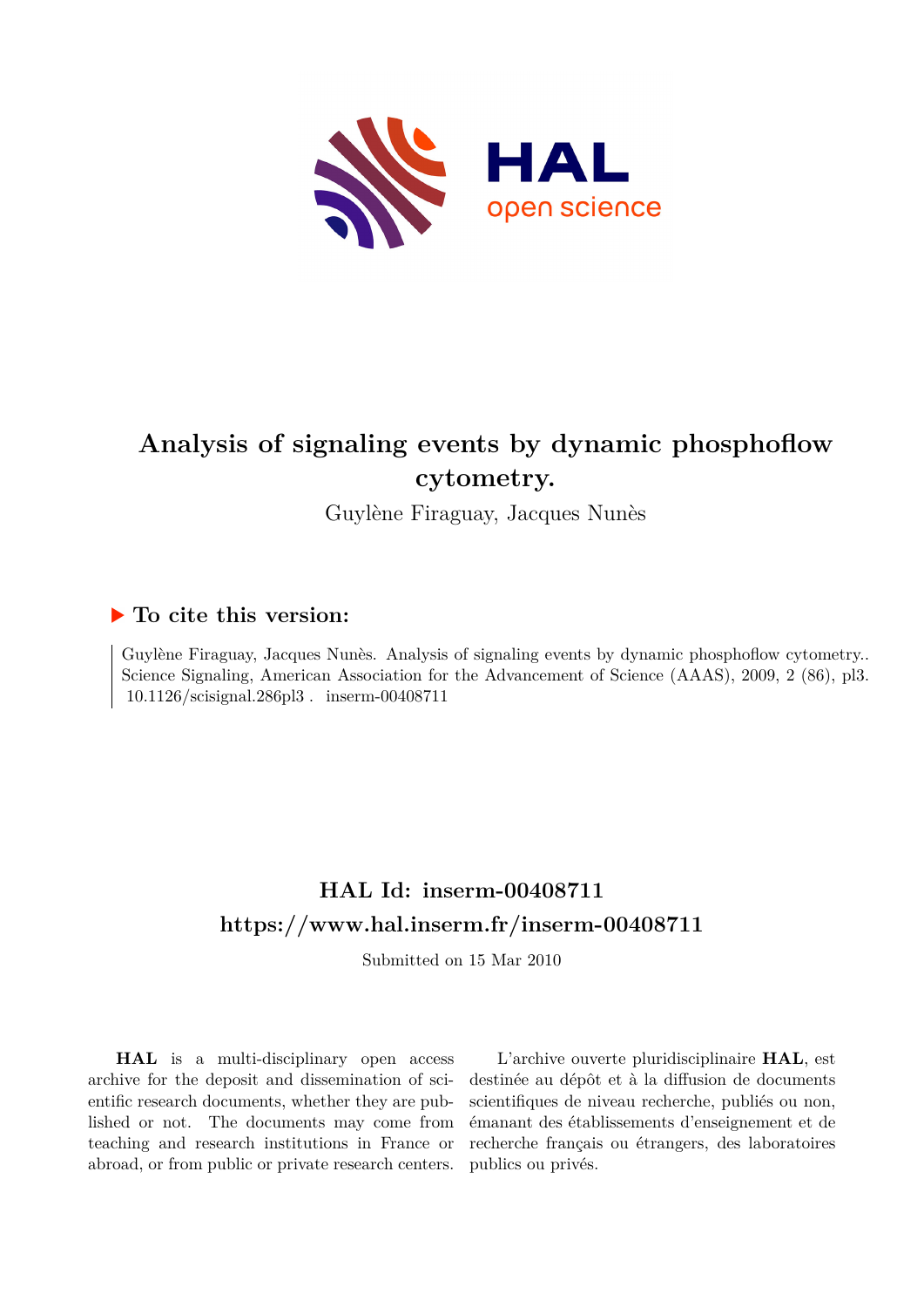# Analysis of signaling events by dynamic phosphoflow cytometry.

Guylène Firaguay, Jacques Nunès

## ▶ To cite this version:

Guylène Firaguay, Jacques Nunès. Analysis of signaling events by dynamic phosphoflow cytometry.. Science Signaling, American Association for the Advancement of Science (AAAS), 2009, 2 (86), pl3. 10.1126/scisignal.286pl3 . inserm-00408711

## HAL Id: inserm-00408711

## https://www.hal.inserm.fr/inserm-00408711

Submitted on 15 Mar 2010

**HAL** is a multi-disciplinary open access archive for the deposit and dissemination of scientific research documents, whether they are published or not. The documents may come from teaching and research institutions in France or abroad, or from public or private research centers.

L'archive ouverte pluridisciplinaire **HAL**, est destinée au dépôt et à la diffusion de documents scientifiques de niveau recherche, publiés ou non, émanant des établissements d'enseignement et de recherche français ou étrangers, des laboratoires publics ou privés.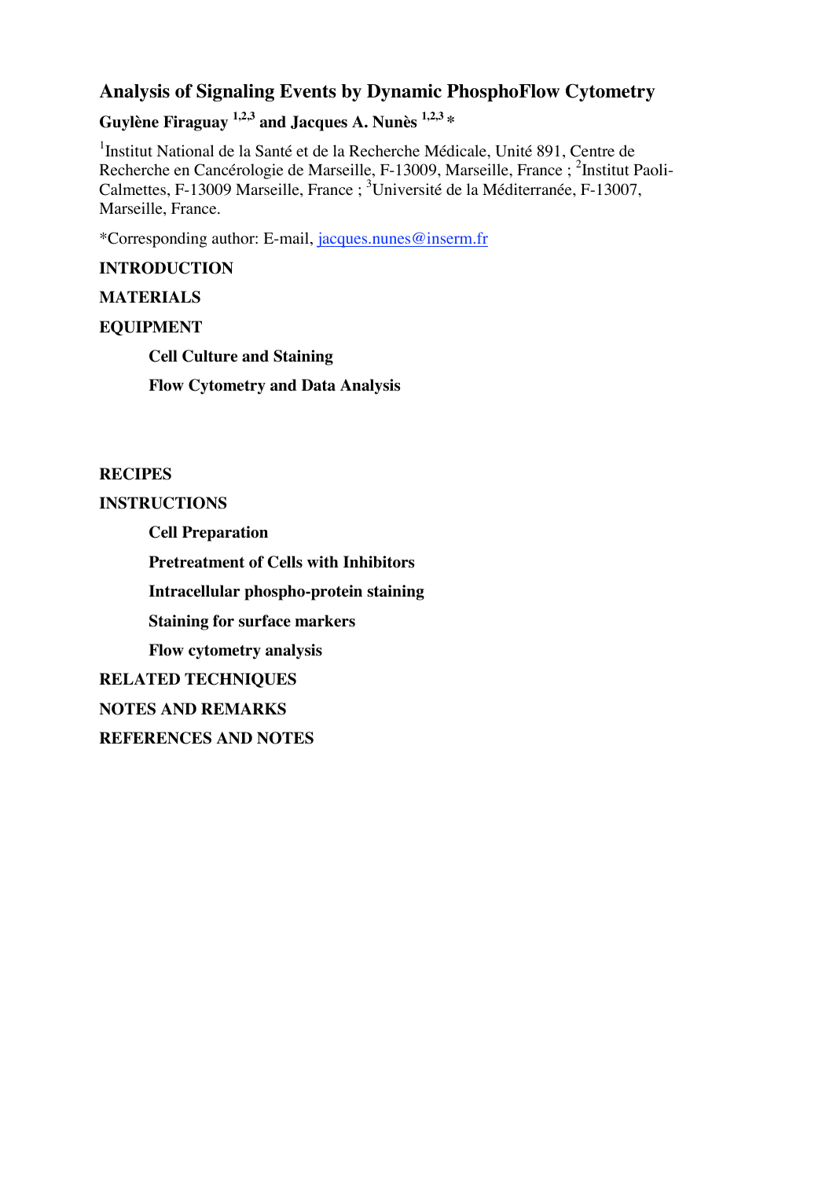# Analysis of Signaling Events by Dynamic PhosphoFlow Cytometry

**Guylène Firaguay [1,2,3] and Jacques A. Nunès [1,2,3] ***

[1]Institut National de la Santé et de la Recherche Médicale, Unité 891, Centre de Recherche en Cancérologie de Marseille, F-13009, Marseille, France ; [2]Institut Paoli-Calmettes, F-13009 Marseille, France ; [3]Université de la Méditerranée, F-13007, Marseille, France.

*Corresponding author: E-mail, jacques.nunes@inserm.fr

**INTRODUCTION**

**MATERIALS**

**EQUIPMENT**

- **Cell Culture and Staining**
- **Flow Cytometry and Data Analysis**

**RECIPES**

**INSTRUCTIONS**

- **Cell Preparation**
- **Pretreatment of Cells with Inhibitors**
- **Intracellular phospho-protein staining**
- **Staining for surface markers**
- **Flow cytometry analysis**

**RELATED TECHNIQUES**

**NOTES AND REMARKS**

**REFERENCES AND NOTES**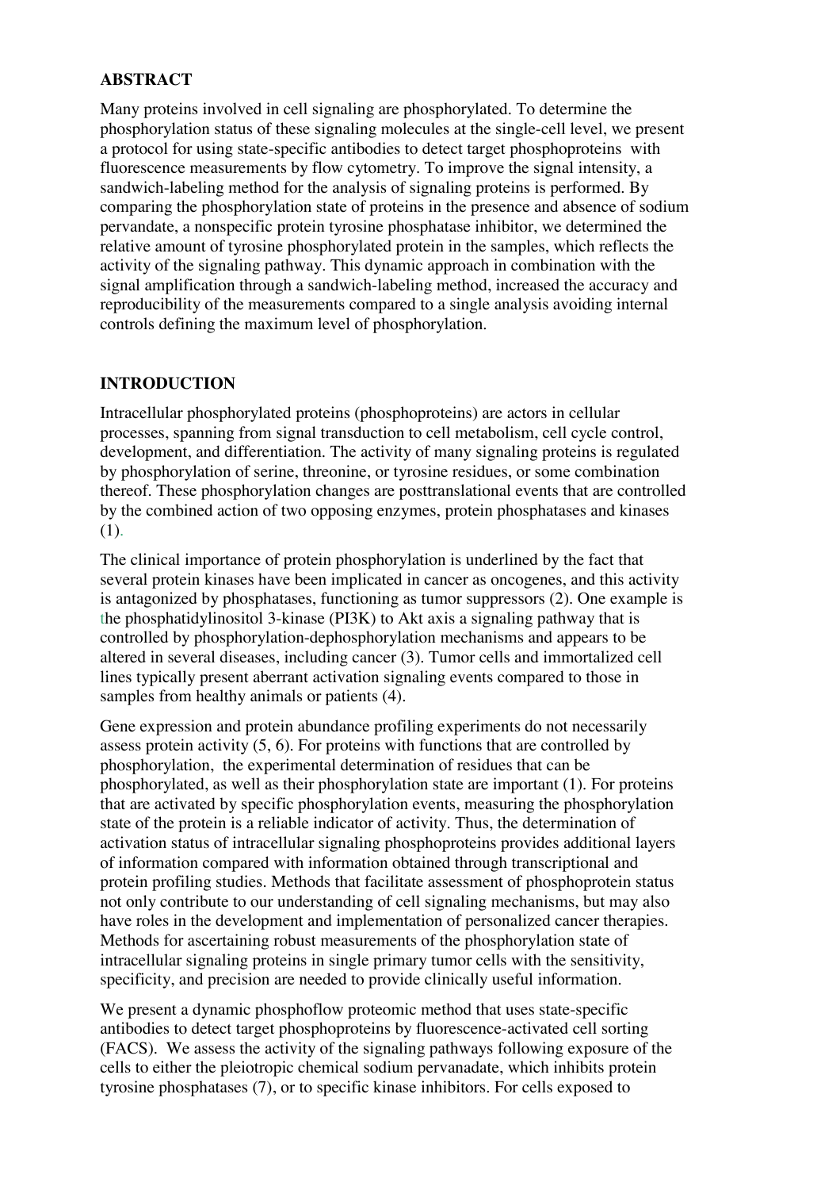## ABSTRACT

Many proteins involved in cell signaling are phosphorylated. To determine the phosphorylation status of these signaling molecules at the single-cell level, we present a protocol for using state-specific antibodies to detect target phosphoproteins with fluorescence measurements by flow cytometry. To improve the signal intensity, a sandwich-labeling method for the analysis of signaling proteins is performed. By comparing the phosphorylation state of proteins in the presence and absence of sodium pervandate, a nonspecific protein tyrosine phosphatase inhibitor, we determined the relative amount of tyrosine phosphorylated protein in the samples, which reflects the activity of the signaling pathway. This dynamic approach in combination with the signal amplification through a sandwich-labeling method, increased the accuracy and reproducibility of the measurements compared to a single analysis avoiding internal controls defining the maximum level of phosphorylation.

## INTRODUCTION

Intracellular phosphorylated proteins (phosphoproteins) are actors in cellular processes, spanning from signal transduction to cell metabolism, cell cycle control, development, and differentiation. The activity of many signaling proteins is regulated by phosphorylation of serine, threonine, or tyrosine residues, or some combination thereof. These phosphorylation changes are posttranslational events that are controlled by the combined action of two opposing enzymes, protein phosphatases and kinases (1).

The clinical importance of protein phosphorylation is underlined by the fact that several protein kinases have been implicated in cancer as oncogenes, and this activity is antagonized by phosphatases, functioning as tumor suppressors (2). One example is the phosphatidylinositol 3-kinase (PI3K) to Akt axis a signaling pathway that is controlled by phosphorylation-dephosphorylation mechanisms and appears to be altered in several diseases, including cancer (3). Tumor cells and immortalized cell lines typically present aberrant activation signaling events compared to those in samples from healthy animals or patients (4).

Gene expression and protein abundance profiling experiments do not necessarily assess protein activity (5, 6). For proteins with functions that are controlled by phosphorylation, the experimental determination of residues that can be phosphorylated, as well as their phosphorylation state are important (1). For proteins that are activated by specific phosphorylation events, measuring the phosphorylation state of the protein is a reliable indicator of activity. Thus, the determination of activation status of intracellular signaling phosphoproteins provides additional layers of information compared with information obtained through transcriptional and protein profiling studies. Methods that facilitate assessment of phosphoprotein status not only contribute to our understanding of cell signaling mechanisms, but may also have roles in the development and implementation of personalized cancer therapies. Methods for ascertaining robust measurements of the phosphorylation state of intracellular signaling proteins in single primary tumor cells with the sensitivity, specificity, and precision are needed to provide clinically useful information.

We present a dynamic phosphoflow proteomic method that uses state-specific antibodies to detect target phosphoproteins by fluorescence-activated cell sorting (FACS). We assess the activity of the signaling pathways following exposure of the cells to either the pleiotropic chemical sodium pervanadate, which inhibits protein tyrosine phosphatases (7), or to specific kinase inhibitors. For cells exposed to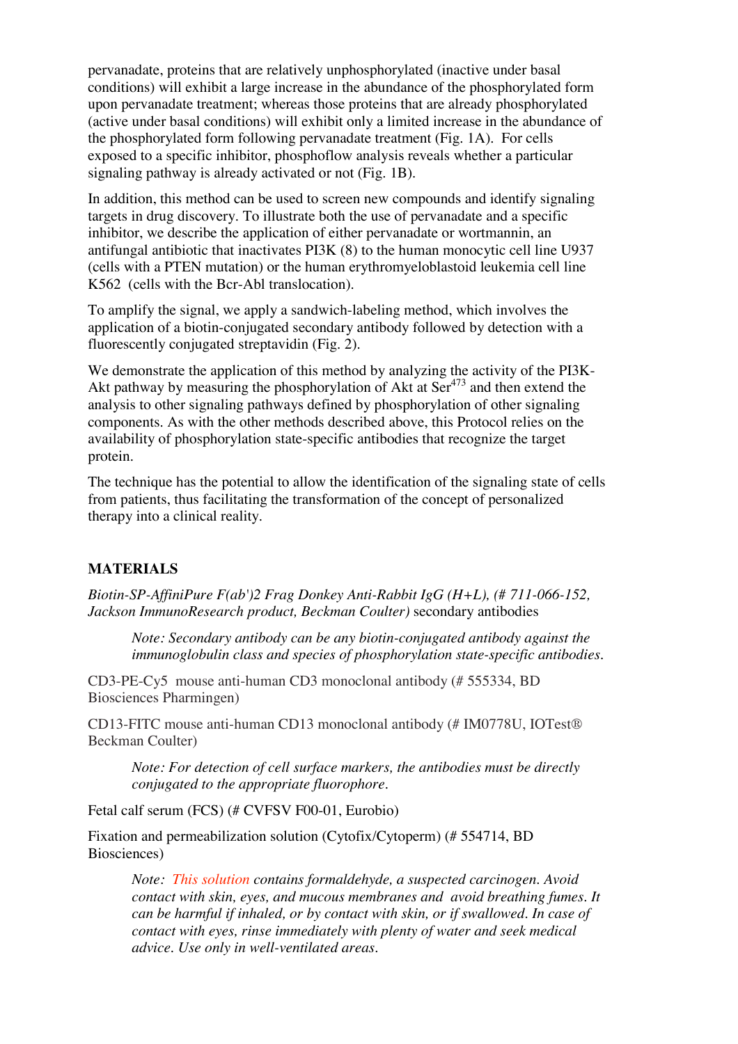pervanadate, proteins that are relatively unphosphorylated (inactive under basal conditions) will exhibit a large increase in the abundance of the phosphorylated form upon pervanadate treatment; whereas those proteins that are already phosphorylated (active under basal conditions) will exhibit only a limited increase in the abundance of the phosphorylated form following pervanadate treatment (Fig. 1A). For cells exposed to a specific inhibitor, phosphoflow analysis reveals whether a particular signaling pathway is already activated or not (Fig. 1B).

In addition, this method can be used to screen new compounds and identify signaling targets in drug discovery. To illustrate both the use of pervanadate and a specific inhibitor, we describe the application of either pervanadate or wortmannin, an antifungal antibiotic that inactivates PI3K (8) to the human monocytic cell line U937 (cells with a PTEN mutation) or the human erythromyeloblastoid leukemia cell line K562 (cells with the Bcr-Abl translocation).

To amplify the signal, we apply a sandwich-labeling method, which involves the application of a biotin-conjugated secondary antibody followed by detection with a fluorescently conjugated streptavidin (Fig. 2).

We demonstrate the application of this method by analyzing the activity of the PI3K-Akt pathway by measuring the phosphorylation of Akt at $Ser^{473}$ and then extend the analysis to other signaling pathways defined by phosphorylation of other signaling components. As with the other methods described above, this Protocol relies on the availability of phosphorylation state-specific antibodies that recognize the target protein.

The technique has the potential to allow the identification of the signaling state of cells from patients, thus facilitating the transformation of the concept of personalized therapy into a clinical reality.

## MATERIALS

*Biotin-SP-AffiniPure F(ab')2 Frag Donkey Anti-Rabbit IgG (H+L), (# 711-066-152, Jackson ImmunoResearch product, Beckman Coulter)* secondary antibodies

> *Note: Secondary antibody can be any biotin-conjugated antibody against the immunoglobulin class and species of phosphorylation state-specific antibodies.*

CD3-PE-Cy5 mouse anti-human CD3 monoclonal antibody (# 555334, BD Biosciences Pharmingen)

CD13-FITC mouse anti-human CD13 monoclonal antibody (# IM0778U, IOTest® Beckman Coulter)

> *Note: For detection of cell surface markers, the antibodies must be directly conjugated to the appropriate fluorophore.*

Fetal calf serum (FCS) (# CVFSV F00-01, Eurobio)

Fixation and permeabilization solution (Cytofix/Cytoperm) (# 554714, BD Biosciences)

> *Note: This solution contains formaldehyde, a suspected carcinogen. Avoid contact with skin, eyes, and mucous membranes and avoid breathing fumes. It can be harmful if inhaled, or by contact with skin, or if swallowed. In case of contact with eyes, rinse immediately with plenty of water and seek medical advice. Use only in well-ventilated areas.*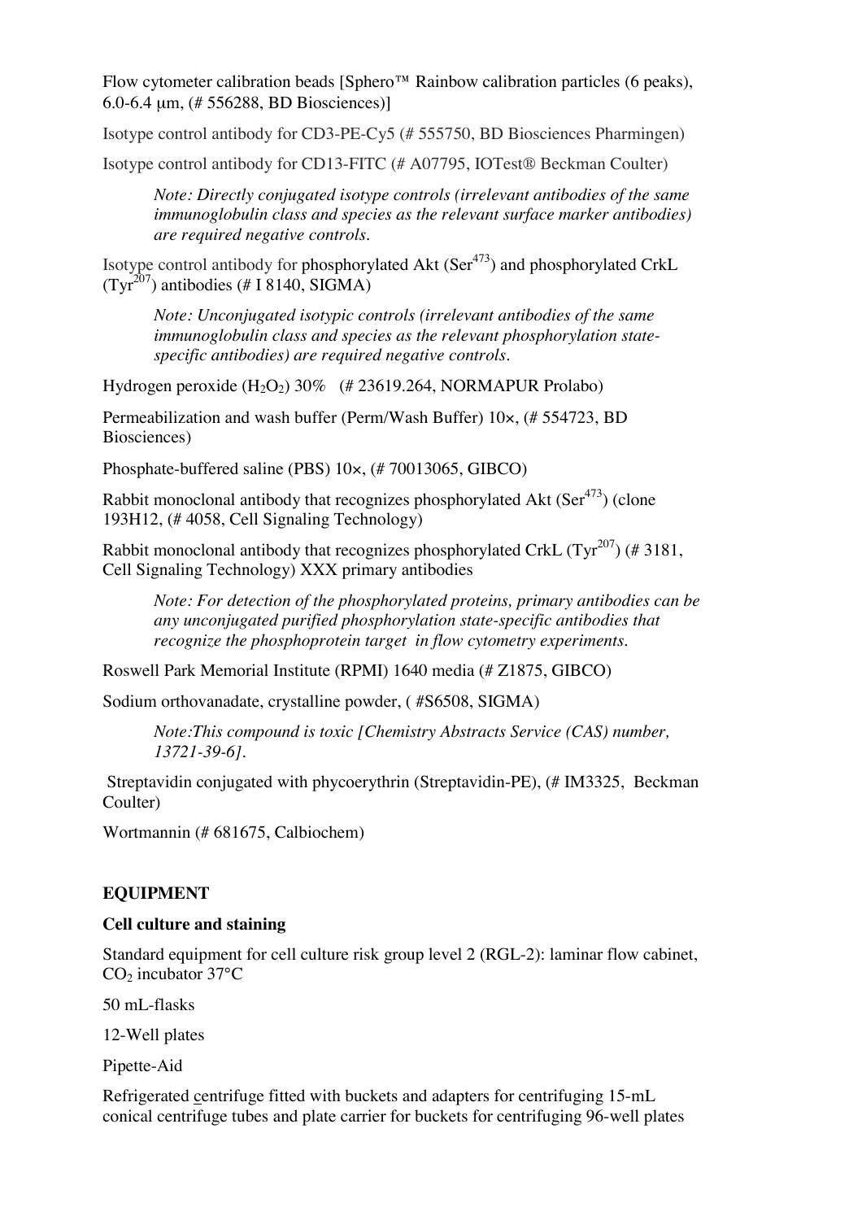Flow cytometer calibration beads [Sphero™ Rainbow calibration particles (6 peaks), 6.0-6.4 µm, (# 556288, BD Biosciences)]

Isotype control antibody for CD3-PE-Cy5 (# 555750, BD Biosciences Pharmingen)

Isotype control antibody for CD13-FITC (# A07795, IOTest® Beckman Coulter)

> *Note: Directly conjugated isotype controls (irrelevant antibodies of the same immunoglobulin class and species as the relevant surface marker antibodies) are required negative controls.*

Isotype control antibody for phosphorylated Akt ($Ser^{473}$) and phosphorylated CrkL ($Tyr^{207}$) antibodies (# I 8140, SIGMA)

> *Note: Unconjugated isotypic controls (irrelevant antibodies of the same immunoglobulin class and species as the relevant phosphorylation state-specific antibodies) are required negative controls.*

Hydrogen peroxide ($H_2O_2$) 30% (# 23619.264, NORMAPUR Prolabo)

Permeabilization and wash buffer (Perm/Wash Buffer) 10×, (# 554723, BD Biosciences)

Phosphate-buffered saline (PBS) 10×, (# 70013065, GIBCO)

Rabbit monoclonal antibody that recognizes phosphorylated Akt ($Ser^{473}$) (clone 193H12, (# 4058, Cell Signaling Technology)

Rabbit monoclonal antibody that recognizes phosphorylated CrkL ($Tyr^{207}$) (# 3181, Cell Signaling Technology) XXX primary antibodies

> *Note: For detection of the phosphorylated proteins, primary antibodies can be any unconjugated purified phosphorylation state-specific antibodies that recognize the phosphoprotein target in flow cytometry experiments.*

Roswell Park Memorial Institute (RPMI) 1640 media (# Z1875, GIBCO)

Sodium orthovanadate, crystalline powder, ( #S6508, SIGMA)

> *Note:This compound is toxic [Chemistry Abstracts Service (CAS) number, 13721-39-6].*

Streptavidin conjugated with phycoerythrin (Streptavidin-PE), (# IM3325, Beckman Coulter)

Wortmannin (# 681675, Calbiochem)

## EQUIPMENT

### Cell culture and staining

Standard equipment for cell culture risk group level 2 (RGL-2): laminar flow cabinet, $CO_2$ incubator 37°C

50 mL-flasks

12-Well plates

Pipette-Aid

Refrigerated centrifuge fitted with buckets and adapters for centrifuging 15-mL conical centrifuge tubes and plate carrier for buckets for centrifuging 96-well plates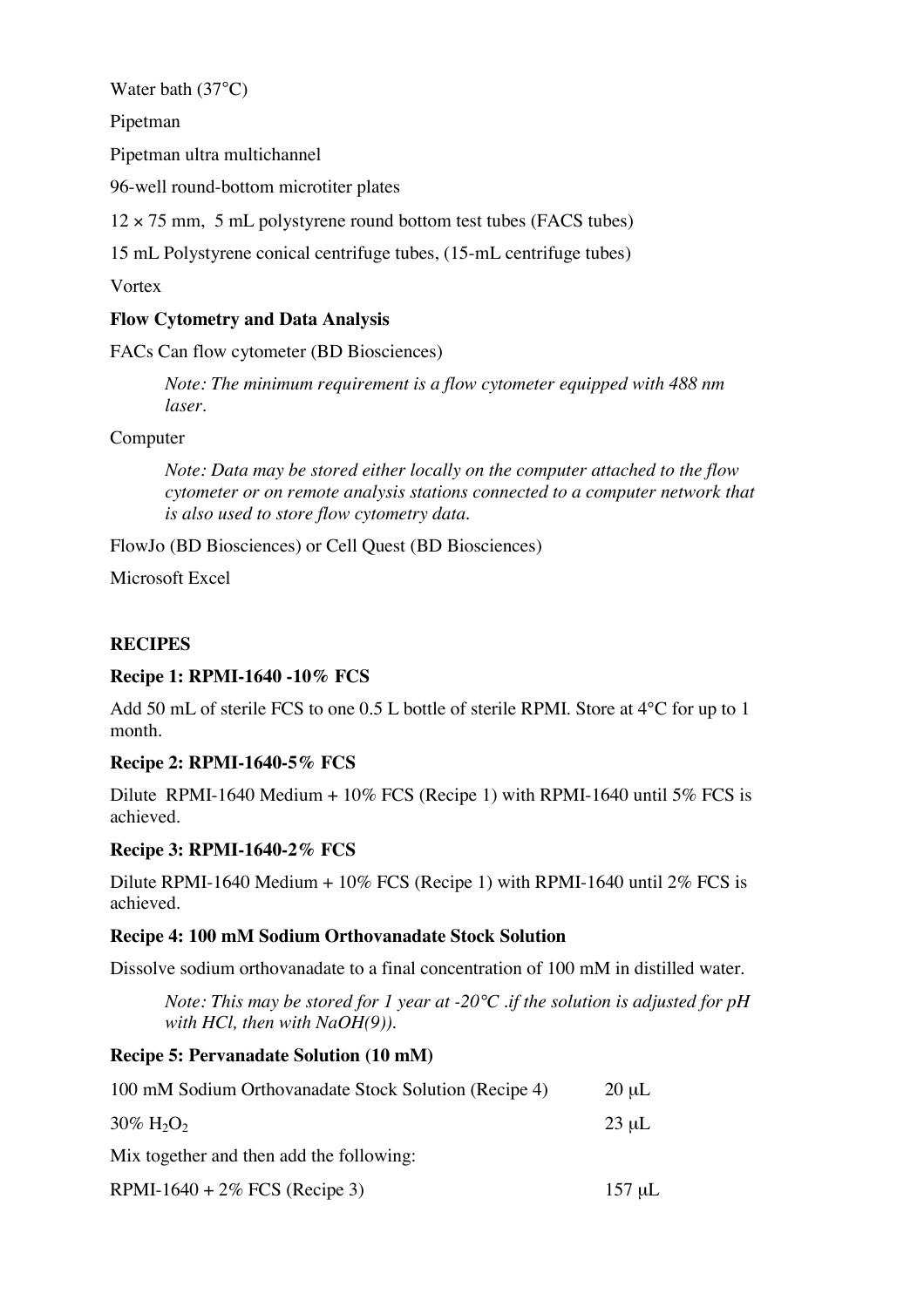Water bath (37°C)

Pipetman

Pipetman ultra multichannel

96-well round-bottom microtiter plates

12 × 75 mm, 5 mL polystyrene round bottom test tubes (FACS tubes)

15 mL Polystyrene conical centrifuge tubes, (15-mL centrifuge tubes)

Vortex

**Flow Cytometry and Data Analysis**

FACs Can flow cytometer (BD Biosciences)

> *Note: The minimum requirement is a flow cytometer equipped with 488 nm laser.*

Computer

> *Note: Data may be stored either locally on the computer attached to the flow cytometer or on remote analysis stations connected to a computer network that is also used to store flow cytometry data.*

FlowJo (BD Biosciences) or Cell Quest (BD Biosciences)

Microsoft Excel

## RECIPES

**Recipe 1: RPMI-1640 -10% FCS**

Add 50 mL of sterile FCS to one 0.5 L bottle of sterile RPMI. Store at 4°C for up to 1 month.

**Recipe 2: RPMI-1640-5% FCS**

Dilute RPMI-1640 Medium + 10% FCS (Recipe 1) with RPMI-1640 until 5% FCS is achieved.

**Recipe 3: RPMI-1640-2% FCS**

Dilute RPMI-1640 Medium + 10% FCS (Recipe 1) with RPMI-1640 until 2% FCS is achieved.

**Recipe 4: 100 mM Sodium Orthovanadate Stock Solution**

Dissolve sodium orthovanadate to a final concentration of 100 mM in distilled water.

> *Note: This may be stored for 1 year at -20°C .if the solution is adjusted for pH with HCl, then with NaOH(9)).*

**Recipe 5: Pervanadate Solution (10 mM)**

| | |
|---|---|
| 100 mM Sodium Orthovanadate Stock Solution (Recipe 4) | 20 μL |
| 30% $H_2O_2$ | 23 μL |

Mix together and then add the following:

| | |
|---|---|
| RPMI-1640 + 2% FCS (Recipe 3) | 157 μL |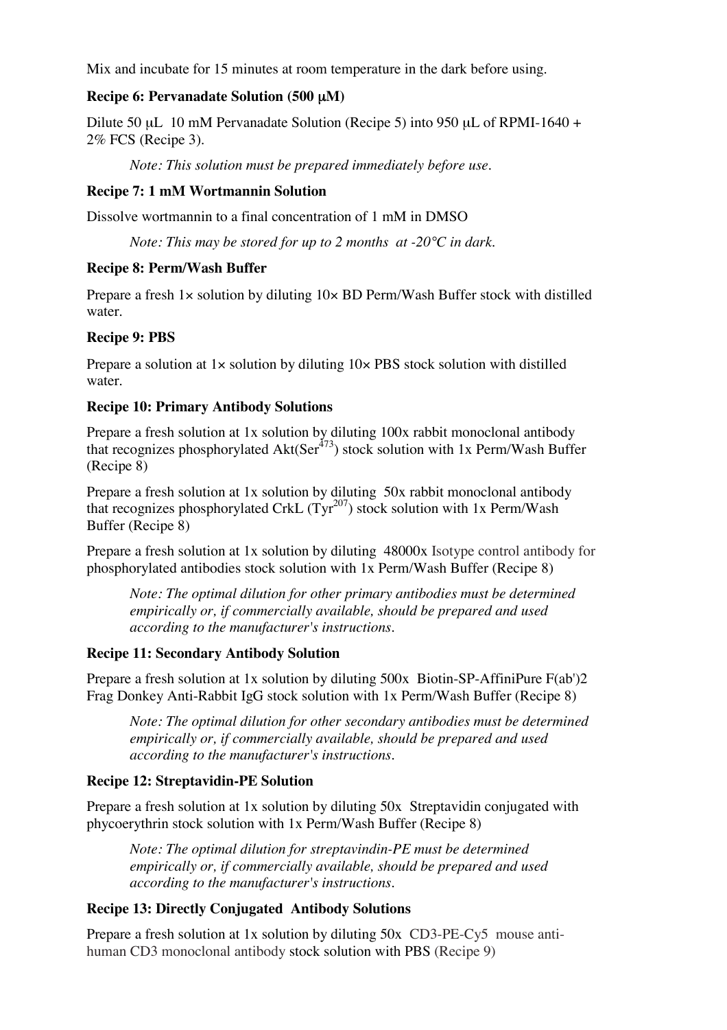Mix and incubate for 15 minutes at room temperature in the dark before using.

**Recipe 6: Pervanadate Solution (500 μM)**

Dilute 50 μL 10 mM Pervanadate Solution (Recipe 5) into 950 μL of RPMI-1640 + 2% FCS (Recipe 3).

*Note: This solution must be prepared immediately before use.*

**Recipe 7: 1 mM Wortmannin Solution**

Dissolve wortmannin to a final concentration of 1 mM in DMSO

*Note: This may be stored for up to 2 months at -20°C in dark.*

**Recipe 8: Perm/Wash Buffer**

Prepare a fresh 1× solution by diluting 10× BD Perm/Wash Buffer stock with distilled water.

**Recipe 9: PBS**

Prepare a solution at 1× solution by diluting 10× PBS stock solution with distilled water.

**Recipe 10: Primary Antibody Solutions**

Prepare a fresh solution at 1x solution by diluting 100x rabbit monoclonal antibody that recognizes phosphorylated Akt($Ser^{473}$) stock solution with 1x Perm/Wash Buffer (Recipe 8)

Prepare a fresh solution at 1x solution by diluting 50x rabbit monoclonal antibody that recognizes phosphorylated CrkL ($Tyr^{207}$) stock solution with 1x Perm/Wash Buffer (Recipe 8)

Prepare a fresh solution at 1x solution by diluting 48000x Isotype control antibody for phosphorylated antibodies stock solution with 1x Perm/Wash Buffer (Recipe 8)

*Note: The optimal dilution for other primary antibodies must be determined empirically or, if commercially available, should be prepared and used according to the manufacturer's instructions.*

**Recipe 11: Secondary Antibody Solution**

Prepare a fresh solution at 1x solution by diluting 500x Biotin-SP-AffiniPure F(ab')2 Frag Donkey Anti-Rabbit IgG stock solution with 1x Perm/Wash Buffer (Recipe 8)

*Note: The optimal dilution for other secondary antibodies must be determined empirically or, if commercially available, should be prepared and used according to the manufacturer's instructions.*

**Recipe 12: Streptavidin-PE Solution**

Prepare a fresh solution at 1x solution by diluting 50x Streptavidin conjugated with phycoerythrin stock solution with 1x Perm/Wash Buffer (Recipe 8)

*Note: The optimal dilution for streptavindin-PE must be determined empirically or, if commercially available, should be prepared and used according to the manufacturer's instructions.*

**Recipe 13: Directly Conjugated Antibody Solutions**

Prepare a fresh solution at 1x solution by diluting 50x CD3-PE-Cy5 mouse anti-human CD3 monoclonal antibody stock solution with PBS (Recipe 9)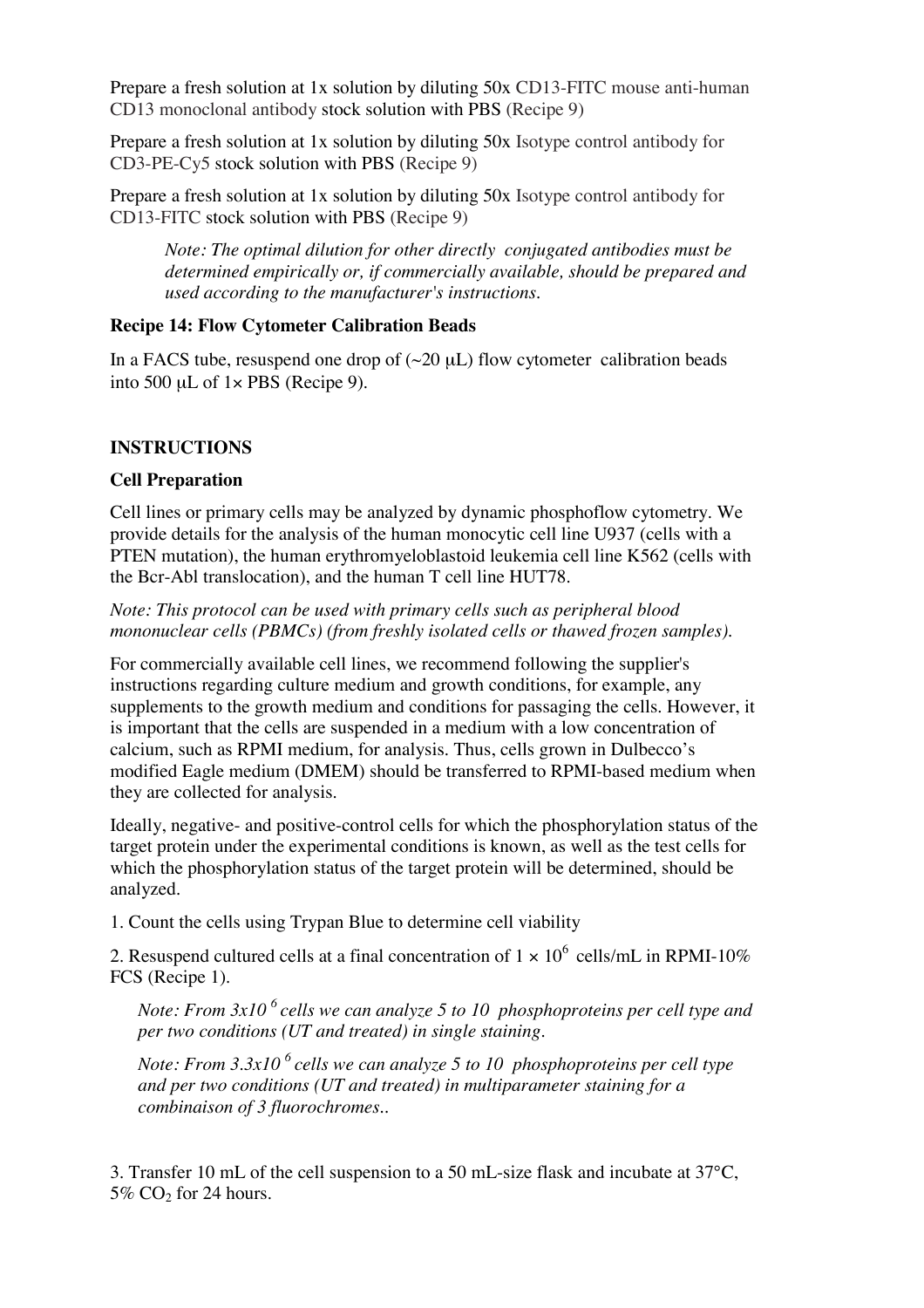Prepare a fresh solution at 1x solution by diluting 50x CD13-FITC mouse anti-human CD13 monoclonal antibody stock solution with PBS (Recipe 9)

Prepare a fresh solution at 1x solution by diluting 50x Isotype control antibody for CD3-PE-Cy5 stock solution with PBS (Recipe 9)

Prepare a fresh solution at 1x solution by diluting 50x Isotype control antibody for CD13-FITC stock solution with PBS (Recipe 9)

> *Note: The optimal dilution for other directly conjugated antibodies must be determined empirically or, if commercially available, should be prepared and used according to the manufacturer's instructions.*

**Recipe 14: Flow Cytometer Calibration Beads**

In a FACS tube, resuspend one drop of (~20 μL) flow cytometer calibration beads into 500 μL of 1× PBS (Recipe 9).

## INSTRUCTIONS

### Cell Preparation

Cell lines or primary cells may be analyzed by dynamic phosphoflow cytometry. We provide details for the analysis of the human monocytic cell line U937 (cells with a PTEN mutation), the human erythromyeloblastoid leukemia cell line K562 (cells with the Bcr-Abl translocation), and the human T cell line HUT78.

*Note: This protocol can be used with primary cells such as peripheral blood mononuclear cells (PBMCs) (from freshly isolated cells or thawed frozen samples).*

For commercially available cell lines, we recommend following the supplier's instructions regarding culture medium and growth conditions, for example, any supplements to the growth medium and conditions for passaging the cells. However, it is important that the cells are suspended in a medium with a low concentration of calcium, such as RPMI medium, for analysis. Thus, cells grown in Dulbecco's modified Eagle medium (DMEM) should be transferred to RPMI-based medium when they are collected for analysis.

Ideally, negative- and positive-control cells for which the phosphorylation status of the target protein under the experimental conditions is known, as well as the test cells for which the phosphorylation status of the target protein will be determined, should be analyzed.

1. Count the cells using Trypan Blue to determine cell viability

2. Resuspend cultured cells at a final concentration of $1 \times 10^6$ cells/mL in RPMI-10% FCS (Recipe 1).

   *Note: From $3x10^6$ cells we can analyze 5 to 10 phosphoproteins per cell type and per two conditions (UT and treated) in single staining.*

   *Note: From $3.3x10^6$ cells we can analyze 5 to 10 phosphoproteins per cell type and per two conditions (UT and treated) in multiparameter staining for a combinaison of 3 fluorochromes..*

3. Transfer 10 mL of the cell suspension to a 50 mL-size flask and incubate at 37°C, 5% $CO_2$ for 24 hours.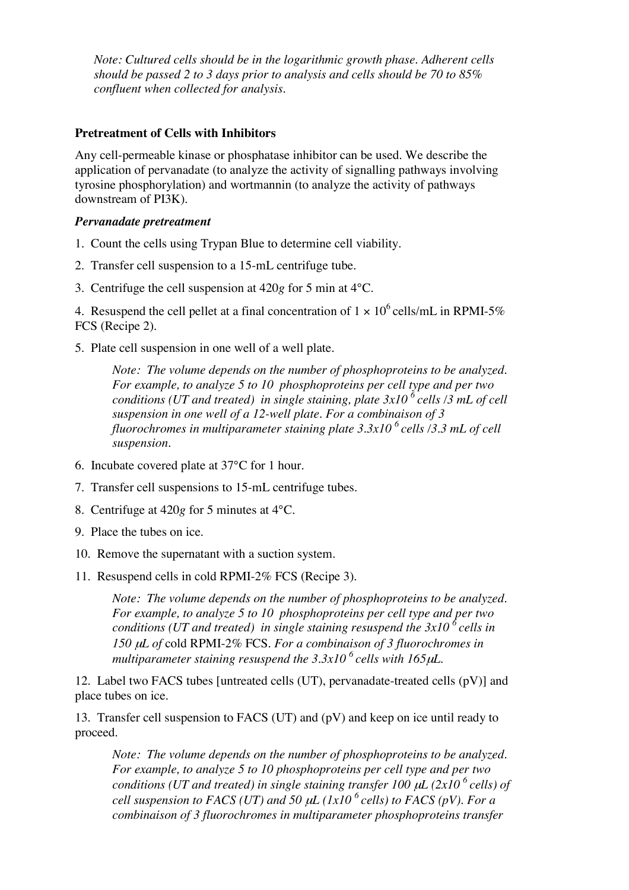*Note: Cultured cells should be in the logarithmic growth phase. Adherent cells should be passed 2 to 3 days prior to analysis and cells should be 70 to 85% confluent when collected for analysis.*

**Pretreatment of Cells with Inhibitors**

Any cell-permeable kinase or phosphatase inhibitor can be used. We describe the application of pervanadate (to analyze the activity of signalling pathways involving tyrosine phosphorylation) and wortmannin (to analyze the activity of pathways downstream of PI3K).

***Pervanadate pretreatment***

1. Count the cells using Trypan Blue to determine cell viability.

2. Transfer cell suspension to a 15-mL centrifuge tube.

3. Centrifuge the cell suspension at 420*g* for 5 min at 4°C.

4. Resuspend the cell pellet at a final concentration of $1 \times 10^6$ cells/mL in RPMI-5% FCS (Recipe 2).

5. Plate cell suspension in one well of a well plate.

   *Note: The volume depends on the number of phosphoproteins to be analyzed. For example, to analyze 5 to 10 phosphoproteins per cell type and per two conditions (UT and treated) in single staining, plate $3x10^6$ cells /3 mL of cell suspension in one well of a 12-well plate. For a combinaison of 3 fluorochromes in multiparameter staining plate $3.3x10^6$ cells /3.3 mL of cell suspension.*

6. Incubate covered plate at 37°C for 1 hour.

7. Transfer cell suspensions to 15-mL centrifuge tubes.

8. Centrifuge at 420*g* for 5 minutes at 4°C.

9. Place the tubes on ice.

10. Remove the supernatant with a suction system.

11. Resuspend cells in cold RPMI-2% FCS (Recipe 3).

    *Note: The volume depends on the number of phosphoproteins to be analyzed. For example, to analyze 5 to 10 phosphoproteins per cell type and per two conditions (UT and treated) in single staining resuspend the $3x10^6$ cells in 150 μL of* cold RPMI-2% FCS. *For a combinaison of 3 fluorochromes in multiparameter staining resuspend the $3.3x10^6$ cells with 165μL.*

12. Label two FACS tubes [untreated cells (UT), pervanadate-treated cells (pV)] and place tubes on ice.

13. Transfer cell suspension to FACS (UT) and (pV) and keep on ice until ready to proceed.

    *Note: The volume depends on the number of phosphoproteins to be analyzed. For example, to analyze 5 to 10 phosphoproteins per cell type and per two conditions (UT and treated) in single staining transfer 100 μL ($2x10^6$ cells) of cell suspension to FACS (UT) and 50 μL ($1x10^6$ cells) to FACS (pV). For a combinaison of 3 fluorochromes in multiparameter phosphoproteins transfer*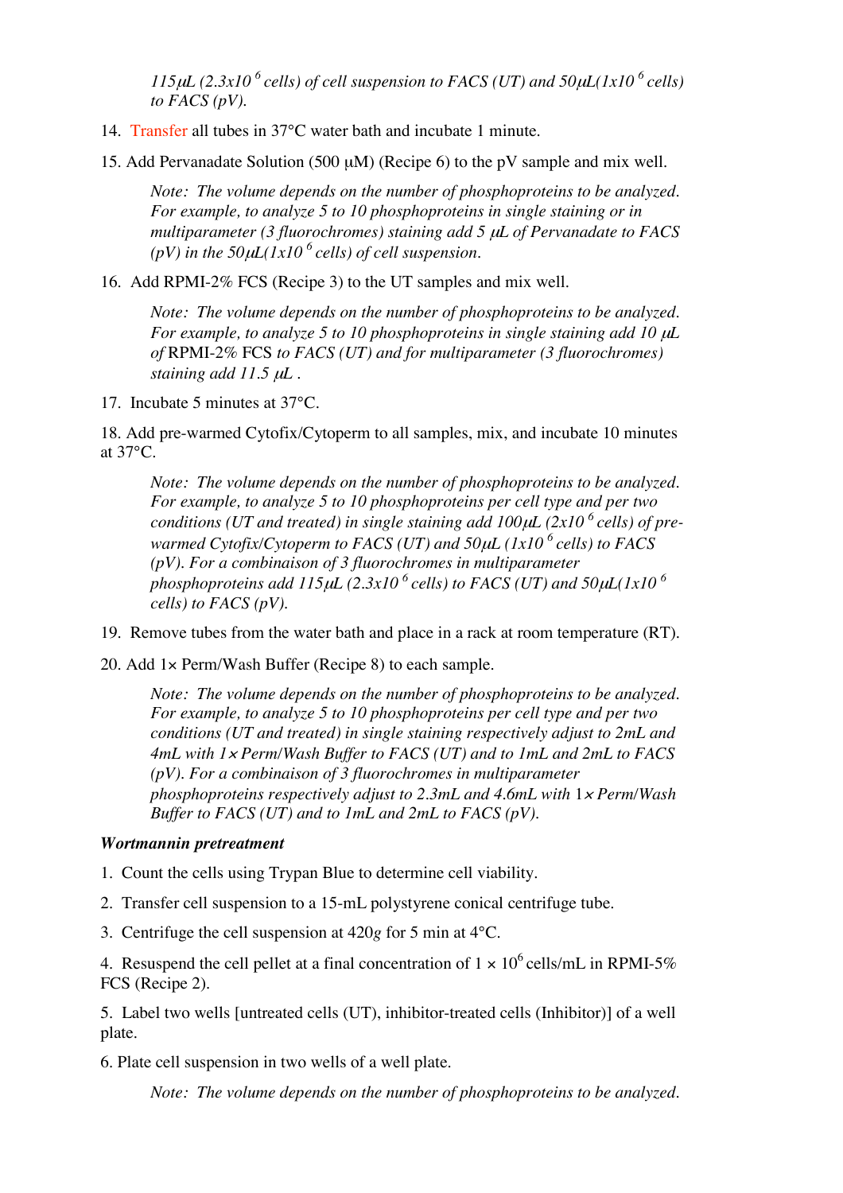*115μL ($2.3x10^6$ cells) of cell suspension to FACS (UT) and 50μL($1x10^6$ cells) to FACS (pV).*

14. Transfer all tubes in 37°C water bath and incubate 1 minute.

15. Add Pervanadate Solution (500 μM) (Recipe 6) to the pV sample and mix well.

    *Note: The volume depends on the number of phosphoproteins to be analyzed. For example, to analyze 5 to 10 phosphoproteins in single staining or in multiparameter (3 fluorochromes) staining add 5 μL of Pervanadate to FACS (pV) in the 50μL($1x10^6$ cells) of cell suspension.*

16. Add RPMI-2% FCS (Recipe 3) to the UT samples and mix well.

    *Note: The volume depends on the number of phosphoproteins to be analyzed. For example, to analyze 5 to 10 phosphoproteins in single staining add 10 μL of* RPMI-2% FCS *to FACS (UT) and for multiparameter (3 fluorochromes) staining add 11.5 μL .*

17. Incubate 5 minutes at 37°C.

18. Add pre-warmed Cytofix/Cytoperm to all samples, mix, and incubate 10 minutes at 37°C.

    *Note: The volume depends on the number of phosphoproteins to be analyzed. For example, to analyze 5 to 10 phosphoproteins per cell type and per two conditions (UT and treated) in single staining add 100μL ($2x10^6$ cells) of pre-warmed Cytofix/Cytoperm to FACS (UT) and 50μL ($1x10^6$ cells) to FACS (pV). For a combinaison of 3 fluorochromes in multiparameter phosphoproteins add 115μL ($2.3x10^6$ cells) to FACS (UT) and 50μL($1x10^6$ cells) to FACS (pV).*

19. Remove tubes from the water bath and place in a rack at room temperature (RT).

20. Add 1× Perm/Wash Buffer (Recipe 8) to each sample.

    *Note: The volume depends on the number of phosphoproteins to be analyzed. For example, to analyze 5 to 10 phosphoproteins per cell type and per two conditions (UT and treated) in single staining respectively adjust to 2mL and 4mL with 1× Perm/Wash Buffer to FACS (UT) and to 1mL and 2mL to FACS (pV). For a combinaison of 3 fluorochromes in multiparameter phosphoproteins respectively adjust to 2.3mL and 4.6mL with* 1× *Perm/Wash Buffer to FACS (UT) and to 1mL and 2mL to FACS (pV).*

***Wortmannin pretreatment***

1. Count the cells using Trypan Blue to determine cell viability.

2. Transfer cell suspension to a 15-mL polystyrene conical centrifuge tube.

3. Centrifuge the cell suspension at 420*g* for 5 min at 4°C.

4. Resuspend the cell pellet at a final concentration of $1 \times 10^6$ cells/mL in RPMI-5% FCS (Recipe 2).

5. Label two wells [untreated cells (UT), inhibitor-treated cells (Inhibitor)] of a well plate.

6. Plate cell suspension in two wells of a well plate.

    *Note: The volume depends on the number of phosphoproteins to be analyzed.*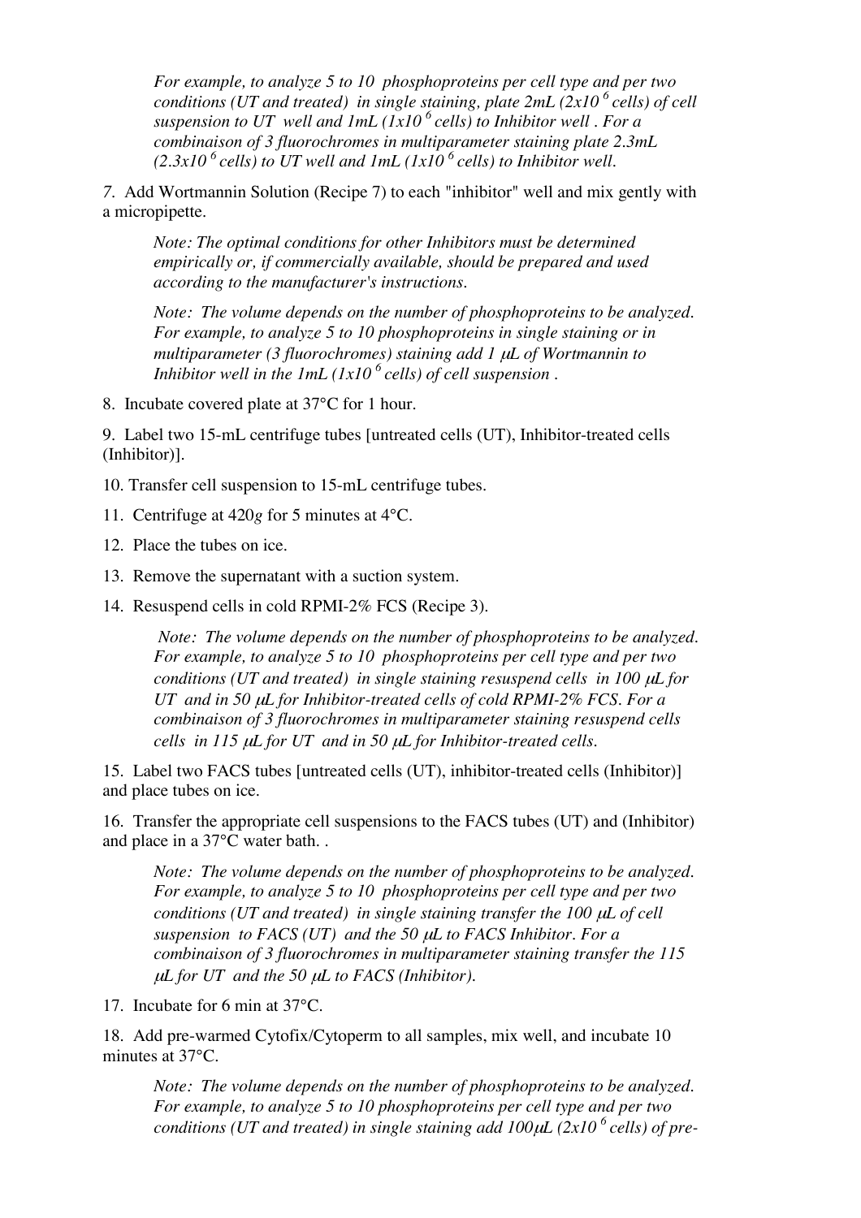*For example, to analyze 5 to 10 phosphoproteins per cell type and per two conditions (UT and treated) in single staining, plate 2mL ($2x10^6$ cells) of cell suspension to UT well and 1mL ($1x10^6$ cells) to Inhibitor well . For a combinaison of 3 fluorochromes in multiparameter staining plate 2.3mL ($2.3x10^6$ cells) to UT well and 1mL ($1x10^6$ cells) to Inhibitor well.*

7. Add Wortmannin Solution (Recipe 7) to each "inhibitor" well and mix gently with a micropipette.

*Note: The optimal conditions for other Inhibitors must be determined empirically or, if commercially available, should be prepared and used according to the manufacturer's instructions.*

*Note: The volume depends on the number of phosphoproteins to be analyzed. For example, to analyze 5 to 10 phosphoproteins in single staining or in multiparameter (3 fluorochromes) staining add 1 μL of Wortmannin to Inhibitor well in the 1mL ($1x10^6$ cells) of cell suspension .*

8. Incubate covered plate at 37°C for 1 hour.

9. Label two 15-mL centrifuge tubes [untreated cells (UT), Inhibitor-treated cells (Inhibitor)].

10. Transfer cell suspension to 15-mL centrifuge tubes.

11. Centrifuge at 420*g* for 5 minutes at 4°C.

12. Place the tubes on ice.

13. Remove the supernatant with a suction system.

14. Resuspend cells in cold RPMI-2% FCS (Recipe 3).

*Note: The volume depends on the number of phosphoproteins to be analyzed. For example, to analyze 5 to 10 phosphoproteins per cell type and per two conditions (UT and treated) in single staining resuspend cells in 100 μL for UT and in 50 μL for Inhibitor-treated cells of cold RPMI-2% FCS. For a combinaison of 3 fluorochromes in multiparameter staining resuspend cells cells in 115 μL for UT and in 50 μL for Inhibitor-treated cells.*

15. Label two FACS tubes [untreated cells (UT), inhibitor-treated cells (Inhibitor)] and place tubes on ice.

16. Transfer the appropriate cell suspensions to the FACS tubes (UT) and (Inhibitor) and place in a 37°C water bath. .

*Note: The volume depends on the number of phosphoproteins to be analyzed. For example, to analyze 5 to 10 phosphoproteins per cell type and per two conditions (UT and treated) in single staining transfer the 100 μL of cell suspension to FACS (UT) and the 50 μL to FACS Inhibitor. For a combinaison of 3 fluorochromes in multiparameter staining transfer the 115 μL for UT and the 50 μL to FACS (Inhibitor).*

17. Incubate for 6 min at 37°C.

18. Add pre-warmed Cytofix/Cytoperm to all samples, mix well, and incubate 10 minutes at 37°C.

*Note: The volume depends on the number of phosphoproteins to be analyzed. For example, to analyze 5 to 10 phosphoproteins per cell type and per two conditions (UT and treated) in single staining add 100μL ($2x10^6$ cells) of pre-*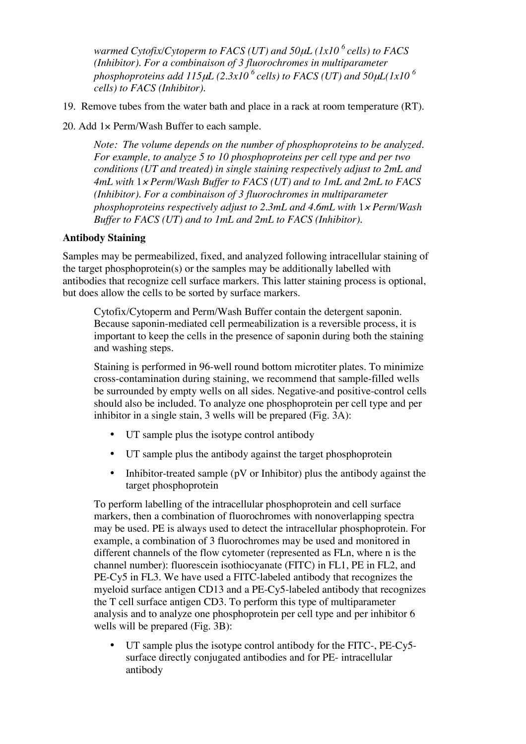*warmed Cytofix/Cytoperm to FACS (UT) and 50µL ($1x10^6$ cells) to FACS (Inhibitor). For a combinaison of 3 fluorochromes in multiparameter phosphoproteins add 115µL ($2.3x10^6$ cells) to FACS (UT) and 50µL($1x10^6$ cells) to FACS (Inhibitor).*

19. Remove tubes from the water bath and place in a rack at room temperature (RT).

20. Add 1× Perm/Wash Buffer to each sample.

    *Note: The volume depends on the number of phosphoproteins to be analyzed. For example, to analyze 5 to 10 phosphoproteins per cell type and per two conditions (UT and treated) in single staining respectively adjust to 2mL and 4mL with 1× Perm/Wash Buffer to FACS (UT) and to 1mL and 2mL to FACS (Inhibitor). For a combinaison of 3 fluorochromes in multiparameter phosphoproteins respectively adjust to 2.3mL and 4.6mL with 1× Perm/Wash Buffer to FACS (UT) and to 1mL and 2mL to FACS (Inhibitor).*

**Antibody Staining**

Samples may be permeabilized, fixed, and analyzed following intracellular staining of the target phosphoprotein(s) or the samples may be additionally labelled with antibodies that recognize cell surface markers. This latter staining process is optional, but does allow the cells to be sorted by surface markers.

Cytofix/Cytoperm and Perm/Wash Buffer contain the detergent saponin. Because saponin-mediated cell permeabilization is a reversible process, it is important to keep the cells in the presence of saponin during both the staining and washing steps.

Staining is performed in 96-well round bottom microtiter plates. To minimize cross-contamination during staining, we recommend that sample-filled wells be surrounded by empty wells on all sides. Negative-and positive-control cells should also be included. To analyze one phosphoprotein per cell type and per inhibitor in a single stain, 3 wells will be prepared (Fig. 3A):

- UT sample plus the isotype control antibody
- UT sample plus the antibody against the target phosphoprotein
- Inhibitor-treated sample (pV or Inhibitor) plus the antibody against the target phosphoprotein

To perform labelling of the intracellular phosphoprotein and cell surface markers, then a combination of fluorochromes with nonoverlapping spectra may be used. PE is always used to detect the intracellular phosphoprotein. For example, a combination of 3 fluorochromes may be used and monitored in different channels of the flow cytometer (represented as FLn, where n is the channel number): fluorescein isothiocyanate (FITC) in FL1, PE in FL2, and PE-Cy5 in FL3. We have used a FITC-labeled antibody that recognizes the myeloid surface antigen CD13 and a PE-Cy5-labeled antibody that recognizes the T cell surface antigen CD3. To perform this type of multiparameter analysis and to analyze one phosphoprotein per cell type and per inhibitor 6 wells will be prepared (Fig. 3B):

- UT sample plus the isotype control antibody for the FITC-, PE-Cy5- surface directly conjugated antibodies and for PE- intracellular antibody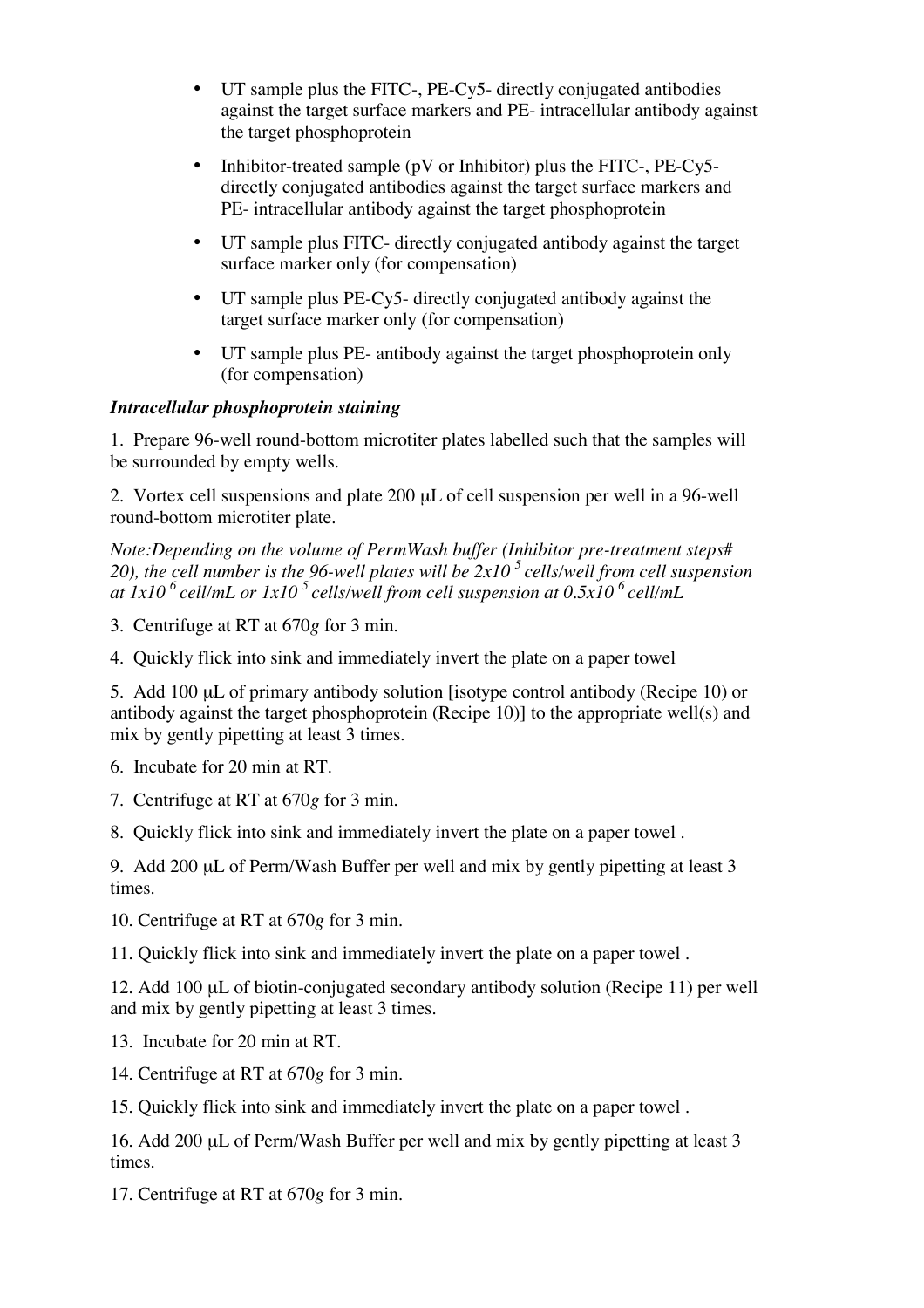- UT sample plus the FITC-, PE-Cy5- directly conjugated antibodies against the target surface markers and PE- intracellular antibody against the target phosphoprotein
- Inhibitor-treated sample (pV or Inhibitor) plus the FITC-, PE-Cy5- directly conjugated antibodies against the target surface markers and PE- intracellular antibody against the target phosphoprotein
- UT sample plus FITC- directly conjugated antibody against the target surface marker only (for compensation)
- UT sample plus PE-Cy5- directly conjugated antibody against the target surface marker only (for compensation)
- UT sample plus PE- antibody against the target phosphoprotein only (for compensation)

***Intracellular phosphoprotein staining***

1. Prepare 96-well round-bottom microtiter plates labelled such that the samples will be surrounded by empty wells.

2. Vortex cell suspensions and plate 200 μL of cell suspension per well in a 96-well round-bottom microtiter plate.

*Note:Depending on the volume of PermWash buffer (Inhibitor pre-treatment steps# 20), the cell number is the 96-well plates will be $2x10^5$ cells/well from cell suspension at $1x10^6$ cell/mL or $1x10^5$ cells/well from cell suspension at $0.5x10^6$ cell/mL*

3. Centrifuge at RT at 670*g* for 3 min.

4. Quickly flick into sink and immediately invert the plate on a paper towel

5. Add 100 μL of primary antibody solution [isotype control antibody (Recipe 10) or antibody against the target phosphoprotein (Recipe 10)] to the appropriate well(s) and mix by gently pipetting at least 3 times.

6. Incubate for 20 min at RT.

7. Centrifuge at RT at 670*g* for 3 min.

8. Quickly flick into sink and immediately invert the plate on a paper towel .

9. Add 200 μL of Perm/Wash Buffer per well and mix by gently pipetting at least 3 times.

10. Centrifuge at RT at 670*g* for 3 min.

11. Quickly flick into sink and immediately invert the plate on a paper towel .

12. Add 100 μL of biotin-conjugated secondary antibody solution (Recipe 11) per well and mix by gently pipetting at least 3 times.

13. Incubate for 20 min at RT.

14. Centrifuge at RT at 670*g* for 3 min.

15. Quickly flick into sink and immediately invert the plate on a paper towel .

16. Add 200 μL of Perm/Wash Buffer per well and mix by gently pipetting at least 3 times.

17. Centrifuge at RT at 670*g* for 3 min.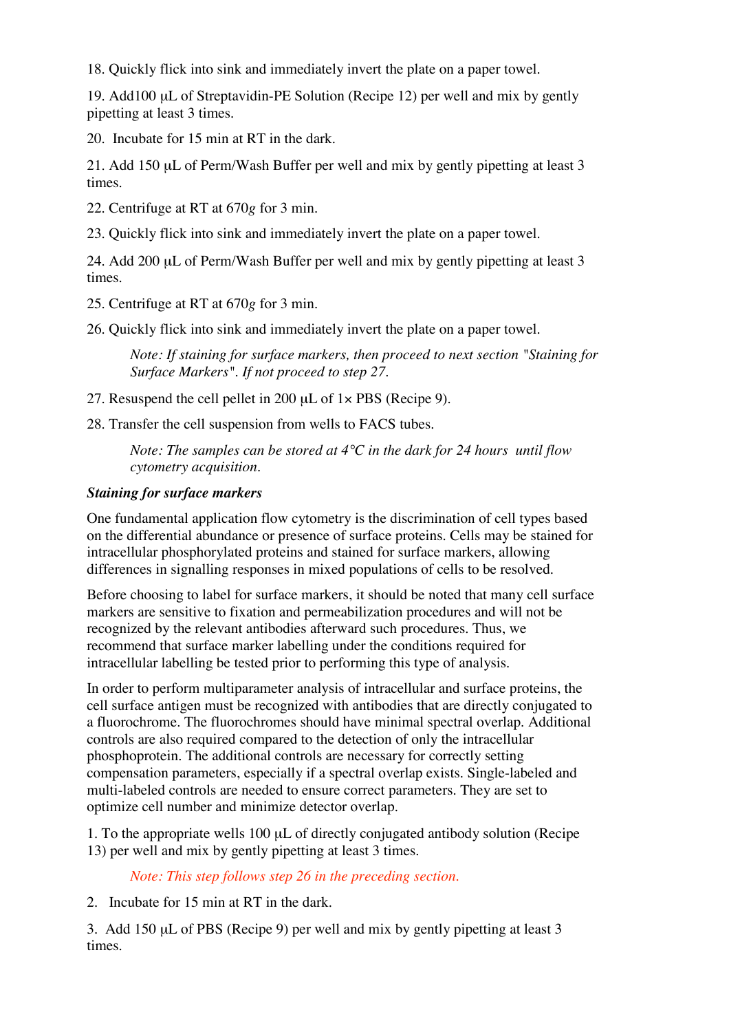18. Quickly flick into sink and immediately invert the plate on a paper towel.

19. Add100 μL of Streptavidin-PE Solution (Recipe 12) per well and mix by gently pipetting at least 3 times.

20. Incubate for 15 min at RT in the dark.

21. Add 150 μL of Perm/Wash Buffer per well and mix by gently pipetting at least 3 times.

22. Centrifuge at RT at 670*g* for 3 min.

23. Quickly flick into sink and immediately invert the plate on a paper towel.

24. Add 200 μL of Perm/Wash Buffer per well and mix by gently pipetting at least 3 times.

25. Centrifuge at RT at 670*g* for 3 min.

26. Quickly flick into sink and immediately invert the plate on a paper towel.

   *Note: If staining for surface markers, then proceed to next section "Staining for Surface Markers". If not proceed to step 27.*

27. Resuspend the cell pellet in 200 μL of 1× PBS (Recipe 9).

28. Transfer the cell suspension from wells to FACS tubes.

   *Note: The samples can be stored at 4°C in the dark for 24 hours until flow cytometry acquisition.*

***Staining for surface markers***

One fundamental application flow cytometry is the discrimination of cell types based on the differential abundance or presence of surface proteins. Cells may be stained for intracellular phosphorylated proteins and stained for surface markers, allowing differences in signalling responses in mixed populations of cells to be resolved.

Before choosing to label for surface markers, it should be noted that many cell surface markers are sensitive to fixation and permeabilization procedures and will not be recognized by the relevant antibodies afterward such procedures. Thus, we recommend that surface marker labelling under the conditions required for intracellular labelling be tested prior to performing this type of analysis.

In order to perform multiparameter analysis of intracellular and surface proteins, the cell surface antigen must be recognized with antibodies that are directly conjugated to a fluorochrome. The fluorochromes should have minimal spectral overlap. Additional controls are also required compared to the detection of only the intracellular phosphoprotein. The additional controls are necessary for correctly setting compensation parameters, especially if a spectral overlap exists. Single-labeled and multi-labeled controls are needed to ensure correct parameters. They are set to optimize cell number and minimize detector overlap.

1. To the appropriate wells 100 μL of directly conjugated antibody solution (Recipe 13) per well and mix by gently pipetting at least 3 times.

   *Note: This step follows step 26 in the preceding section.*

2. Incubate for 15 min at RT in the dark.

3. Add 150 μL of PBS (Recipe 9) per well and mix by gently pipetting at least 3 times.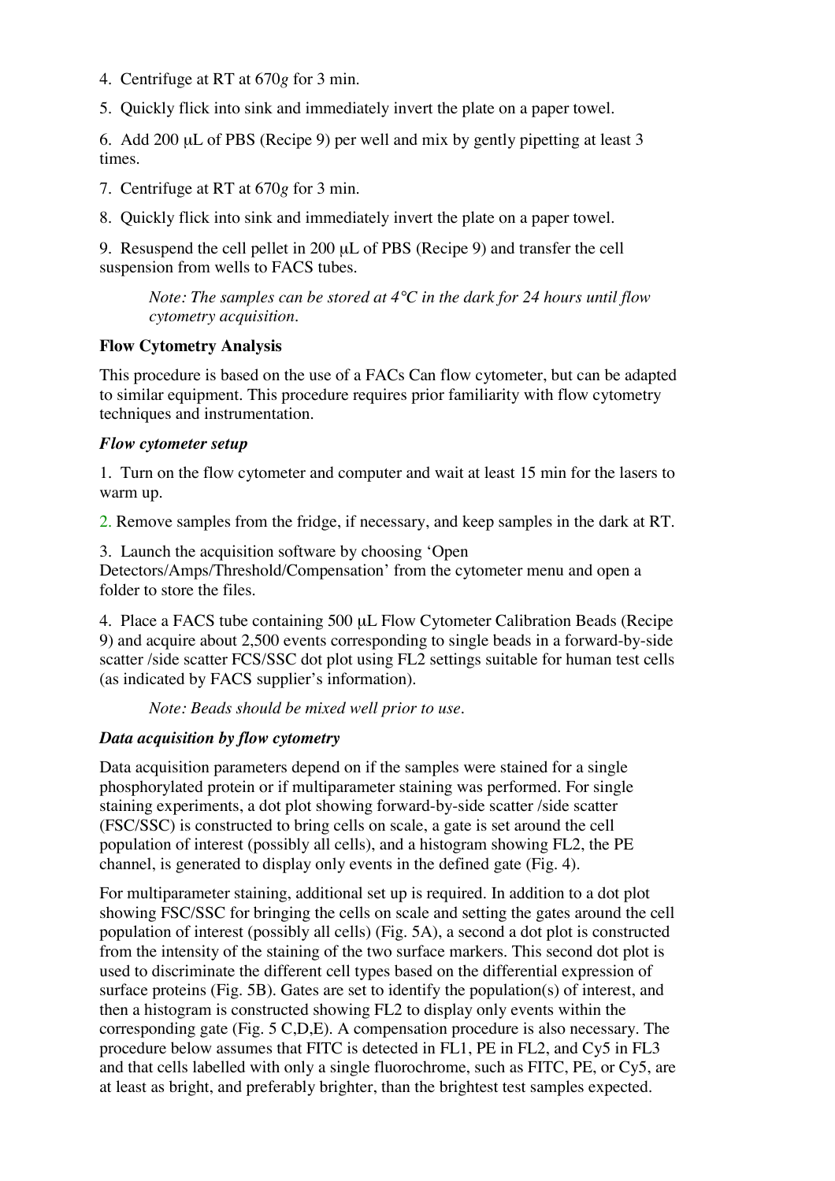4. Centrifuge at RT at 670*g* for 3 min.

5. Quickly flick into sink and immediately invert the plate on a paper towel.

6. Add 200 μL of PBS (Recipe 9) per well and mix by gently pipetting at least 3 times.

7. Centrifuge at RT at 670*g* for 3 min.

8. Quickly flick into sink and immediately invert the plate on a paper towel.

9. Resuspend the cell pellet in 200 μL of PBS (Recipe 9) and transfer the cell suspension from wells to FACS tubes.

> *Note: The samples can be stored at 4°C in the dark for 24 hours until flow cytometry acquisition.*

**Flow Cytometry Analysis**

This procedure is based on the use of a FACs Can flow cytometer, but can be adapted to similar equipment. This procedure requires prior familiarity with flow cytometry techniques and instrumentation.

***Flow cytometer setup***

1. Turn on the flow cytometer and computer and wait at least 15 min for the lasers to warm up.

2. Remove samples from the fridge, if necessary, and keep samples in the dark at RT.

3. Launch the acquisition software by choosing 'Open Detectors/Amps/Threshold/Compensation' from the cytometer menu and open a folder to store the files.

4. Place a FACS tube containing 500 μL Flow Cytometer Calibration Beads (Recipe 9) and acquire about 2,500 events corresponding to single beads in a forward-by-side scatter /side scatter FCS/SSC dot plot using FL2 settings suitable for human test cells (as indicated by FACS supplier's information).

> *Note: Beads should be mixed well prior to use.*

***Data acquisition by flow cytometry***

Data acquisition parameters depend on if the samples were stained for a single phosphorylated protein or if multiparameter staining was performed. For single staining experiments, a dot plot showing forward-by-side scatter /side scatter (FSC/SSC) is constructed to bring cells on scale, a gate is set around the cell population of interest (possibly all cells), and a histogram showing FL2, the PE channel, is generated to display only events in the defined gate (Fig. 4).

For multiparameter staining, additional set up is required. In addition to a dot plot showing FSC/SSC for bringing the cells on scale and setting the gates around the cell population of interest (possibly all cells) (Fig. 5A), a second a dot plot is constructed from the intensity of the staining of the two surface markers. This second dot plot is used to discriminate the different cell types based on the differential expression of surface proteins (Fig. 5B). Gates are set to identify the population(s) of interest, and then a histogram is constructed showing FL2 to display only events within the corresponding gate (Fig. 5 C,D,E). A compensation procedure is also necessary. The procedure below assumes that FITC is detected in FL1, PE in FL2, and Cy5 in FL3 and that cells labelled with only a single fluorochrome, such as FITC, PE, or Cy5, are at least as bright, and preferably brighter, than the brightest test samples expected.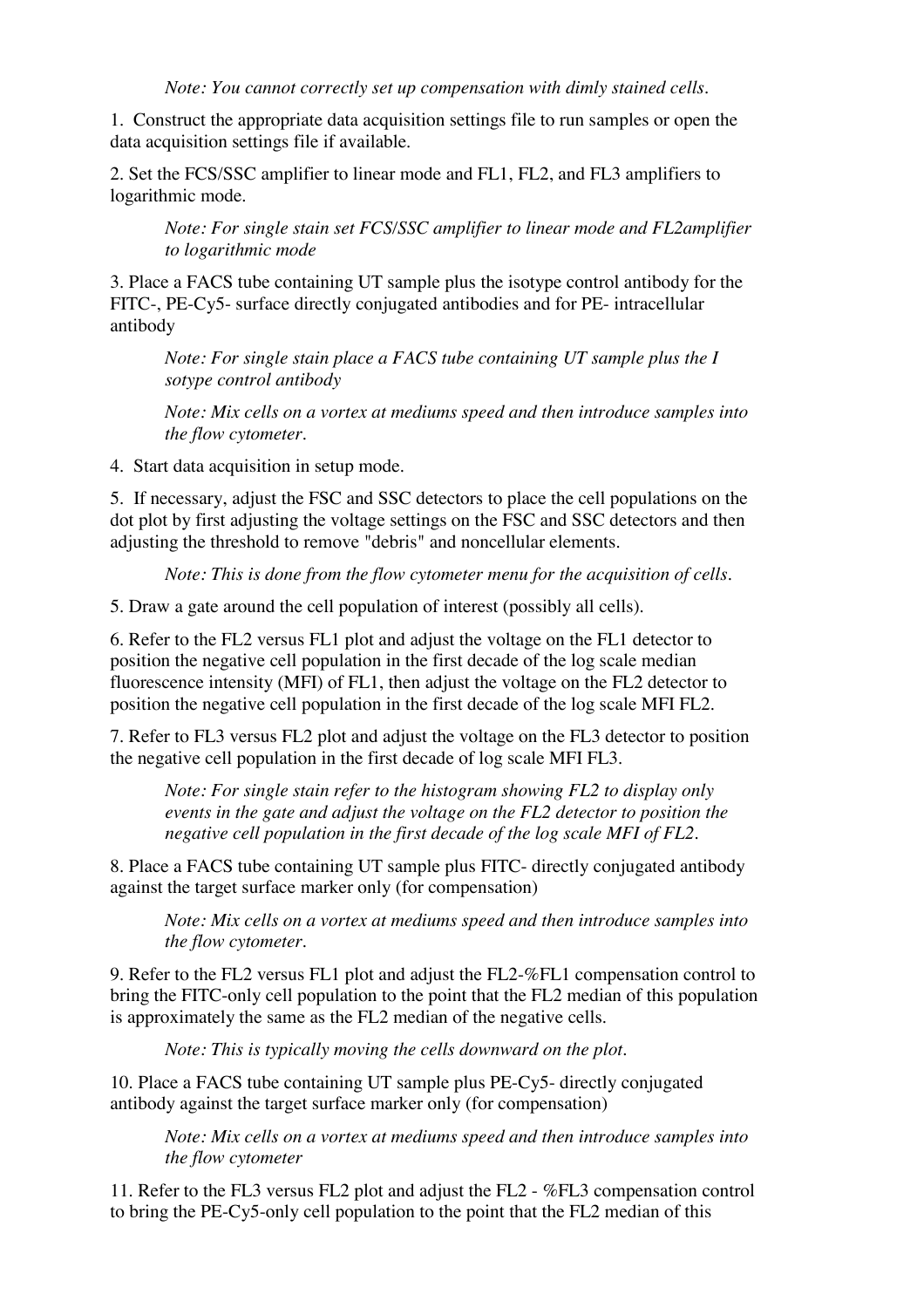*Note: You cannot correctly set up compensation with dimly stained cells.*

1. Construct the appropriate data acquisition settings file to run samples or open the data acquisition settings file if available.

2. Set the FCS/SSC amplifier to linear mode and FL1, FL2, and FL3 amplifiers to logarithmic mode.

> *Note: For single stain set FCS/SSC amplifier to linear mode and FL2amplifier to logarithmic mode*

3. Place a FACS tube containing UT sample plus the isotype control antibody for the FITC-, PE-Cy5- surface directly conjugated antibodies and for PE- intracellular antibody

> *Note: For single stain place a FACS tube containing UT sample plus the I sotype control antibody*
>
> *Note: Mix cells on a vortex at mediums speed and then introduce samples into the flow cytometer.*

4. Start data acquisition in setup mode.

5. If necessary, adjust the FSC and SSC detectors to place the cell populations on the dot plot by first adjusting the voltage settings on the FSC and SSC detectors and then adjusting the threshold to remove "debris" and noncellular elements.

> *Note: This is done from the flow cytometer menu for the acquisition of cells.*

5. Draw a gate around the cell population of interest (possibly all cells).

6. Refer to the FL2 versus FL1 plot and adjust the voltage on the FL1 detector to position the negative cell population in the first decade of the log scale median fluorescence intensity (MFI) of FL1, then adjust the voltage on the FL2 detector to position the negative cell population in the first decade of the log scale MFI FL2.

7. Refer to FL3 versus FL2 plot and adjust the voltage on the FL3 detector to position the negative cell population in the first decade of log scale MFI FL3.

> *Note: For single stain refer to the histogram showing FL2 to display only events in the gate and adjust the voltage on the FL2 detector to position the negative cell population in the first decade of the log scale MFI of FL2.*

8. Place a FACS tube containing UT sample plus FITC- directly conjugated antibody against the target surface marker only (for compensation)

> *Note: Mix cells on a vortex at mediums speed and then introduce samples into the flow cytometer.*

9. Refer to the FL2 versus FL1 plot and adjust the FL2-%FL1 compensation control to bring the FITC-only cell population to the point that the FL2 median of this population is approximately the same as the FL2 median of the negative cells.

> *Note: This is typically moving the cells downward on the plot.*

10. Place a FACS tube containing UT sample plus PE-Cy5- directly conjugated antibody against the target surface marker only (for compensation)

> *Note: Mix cells on a vortex at mediums speed and then introduce samples into the flow cytometer*

11. Refer to the FL3 versus FL2 plot and adjust the FL2 - %FL3 compensation control to bring the PE-Cy5-only cell population to the point that the FL2 median of this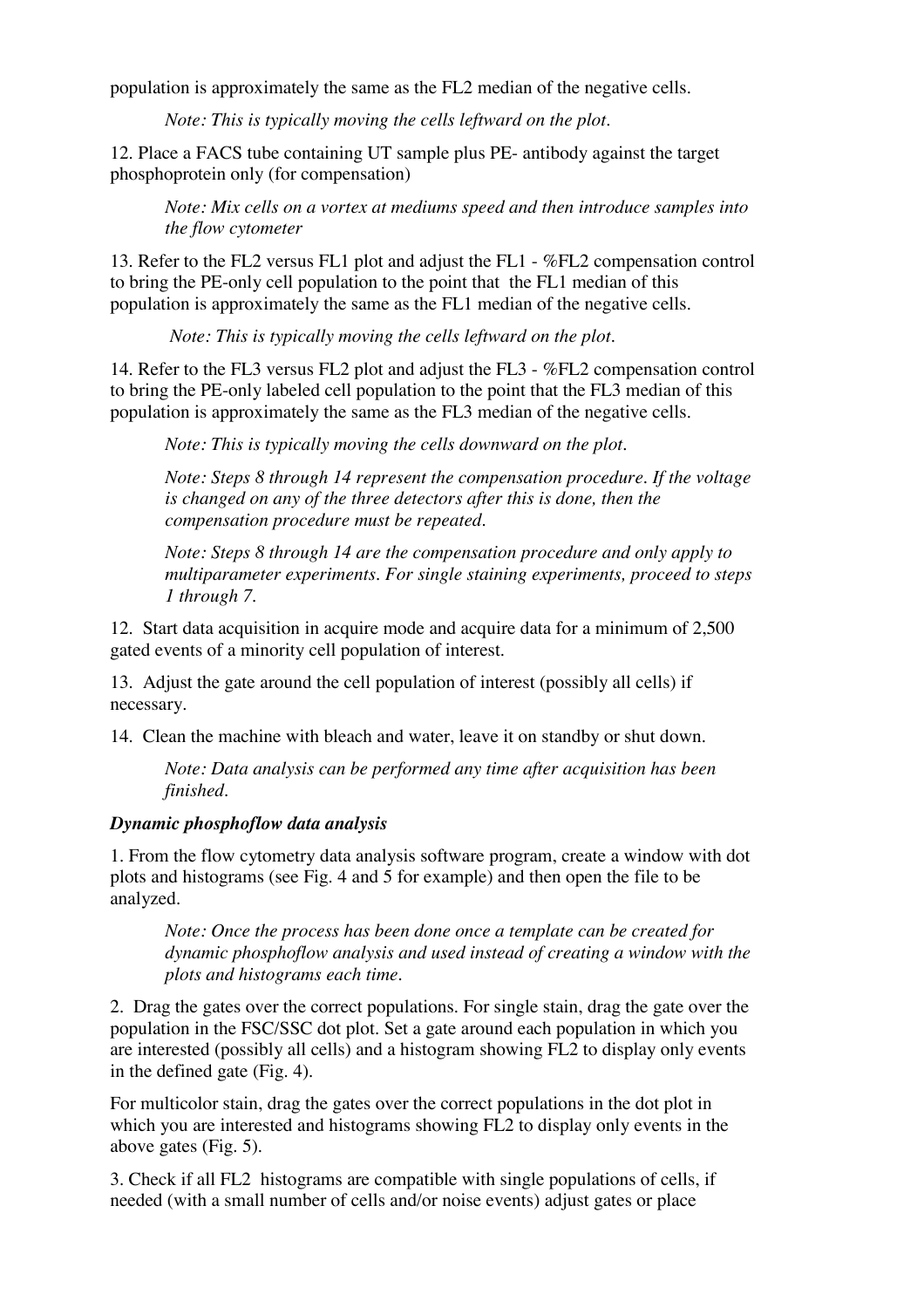population is approximately the same as the FL2 median of the negative cells.

*Note: This is typically moving the cells leftward on the plot.*

12. Place a FACS tube containing UT sample plus PE- antibody against the target phosphoprotein only (for compensation)

*Note: Mix cells on a vortex at mediums speed and then introduce samples into the flow cytometer*

13. Refer to the FL2 versus FL1 plot and adjust the FL1 - %FL2 compensation control to bring the PE-only cell population to the point that the FL1 median of this population is approximately the same as the FL1 median of the negative cells.

*Note: This is typically moving the cells leftward on the plot.*

14. Refer to the FL3 versus FL2 plot and adjust the FL3 - %FL2 compensation control to bring the PE-only labeled cell population to the point that the FL3 median of this population is approximately the same as the FL3 median of the negative cells.

*Note: This is typically moving the cells downward on the plot.*

*Note: Steps 8 through 14 represent the compensation procedure. If the voltage is changed on any of the three detectors after this is done, then the compensation procedure must be repeated.*

*Note: Steps 8 through 14 are the compensation procedure and only apply to multiparameter experiments. For single staining experiments, proceed to steps 1 through 7.*

12. Start data acquisition in acquire mode and acquire data for a minimum of 2,500 gated events of a minority cell population of interest.

13. Adjust the gate around the cell population of interest (possibly all cells) if necessary.

14. Clean the machine with bleach and water, leave it on standby or shut down.

*Note: Data analysis can be performed any time after acquisition has been finished.*

***Dynamic phosphoflow data analysis***

1. From the flow cytometry data analysis software program, create a window with dot plots and histograms (see Fig. 4 and 5 for example) and then open the file to be analyzed.

*Note: Once the process has been done once a template can be created for dynamic phosphoflow analysis and used instead of creating a window with the plots and histograms each time.*

2. Drag the gates over the correct populations. For single stain, drag the gate over the population in the FSC/SSC dot plot. Set a gate around each population in which you are interested (possibly all cells) and a histogram showing FL2 to display only events in the defined gate (Fig. 4).

For multicolor stain, drag the gates over the correct populations in the dot plot in which you are interested and histograms showing FL2 to display only events in the above gates (Fig. 5).

3. Check if all FL2 histograms are compatible with single populations of cells, if needed (with a small number of cells and/or noise events) adjust gates or place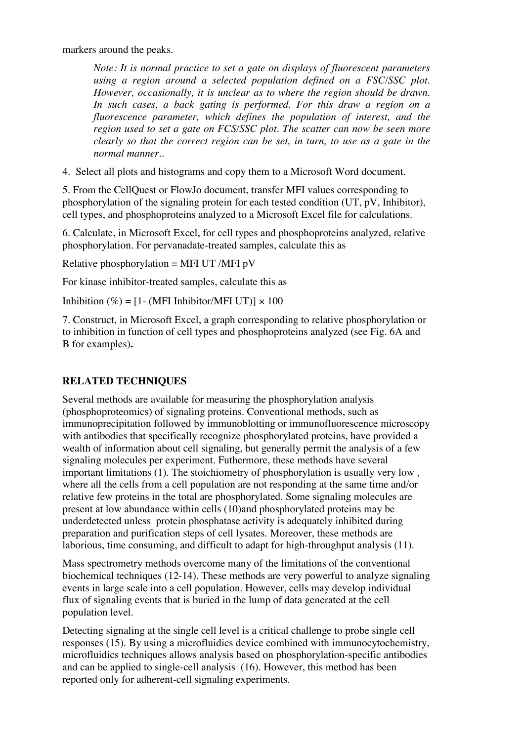markers around the peaks.

> *Note: It is normal practice to set a gate on displays of fluorescent parameters using a region around a selected population defined on a FSC/SSC plot. However, occasionally, it is unclear as to where the region should be drawn. In such cases, a back gating is performed. For this draw a region on a fluorescence parameter, which defines the population of interest, and the region used to set a gate on FCS/SSC plot. The scatter can now be seen more clearly so that the correct region can be set, in turn, to use as a gate in the normal manner..*

4. Select all plots and histograms and copy them to a Microsoft Word document.

5. From the CellQuest or FlowJo document, transfer MFI values corresponding to phosphorylation of the signaling protein for each tested condition (UT, pV, Inhibitor), cell types, and phosphoproteins analyzed to a Microsoft Excel file for calculations.

6. Calculate, in Microsoft Excel, for cell types and phosphoproteins analyzed, relative phosphorylation. For pervanadate-treated samples, calculate this as

Relative phosphorylation = MFI UT /MFI pV

For kinase inhibitor-treated samples, calculate this as

Inhibition (%) = [1- (MFI Inhibitor/MFI UT)] × 100

7. Construct, in Microsoft Excel, a graph corresponding to relative phosphorylation or to inhibition in function of cell types and phosphoproteins analyzed (see Fig. 6A and B for examples)**.**

## RELATED TECHNIQUES

Several methods are available for measuring the phosphorylation analysis (phosphoproteomics) of signaling proteins. Conventional methods, such as immunoprecipitation followed by immunoblotting or immunofluorescence microscopy with antibodies that specifically recognize phosphorylated proteins, have provided a wealth of information about cell signaling, but generally permit the analysis of a few signaling molecules per experiment. Futhermore, these methods have several important limitations (1). The stoichiometry of phosphorylation is usually very low , where all the cells from a cell population are not responding at the same time and/or relative few proteins in the total are phosphorylated. Some signaling molecules are present at low abundance within cells (10)and phosphorylated proteins may be underdetected unless protein phosphatase activity is adequately inhibited during preparation and purification steps of cell lysates. Moreover, these methods are laborious, time consuming, and difficult to adapt for high-throughput analysis (11).

Mass spectrometry methods overcome many of the limitations of the conventional biochemical techniques (12-14). These methods are very powerful to analyze signaling events in large scale into a cell population. However, cells may develop individual flux of signaling events that is buried in the lump of data generated at the cell population level.

Detecting signaling at the single cell level is a critical challenge to probe single cell responses (15). By using a microfluidics device combined with immunocytochemistry, microfluidics techniques allows analysis based on phosphorylation-specific antibodies and can be applied to single-cell analysis (16). However, this method has been reported only for adherent-cell signaling experiments.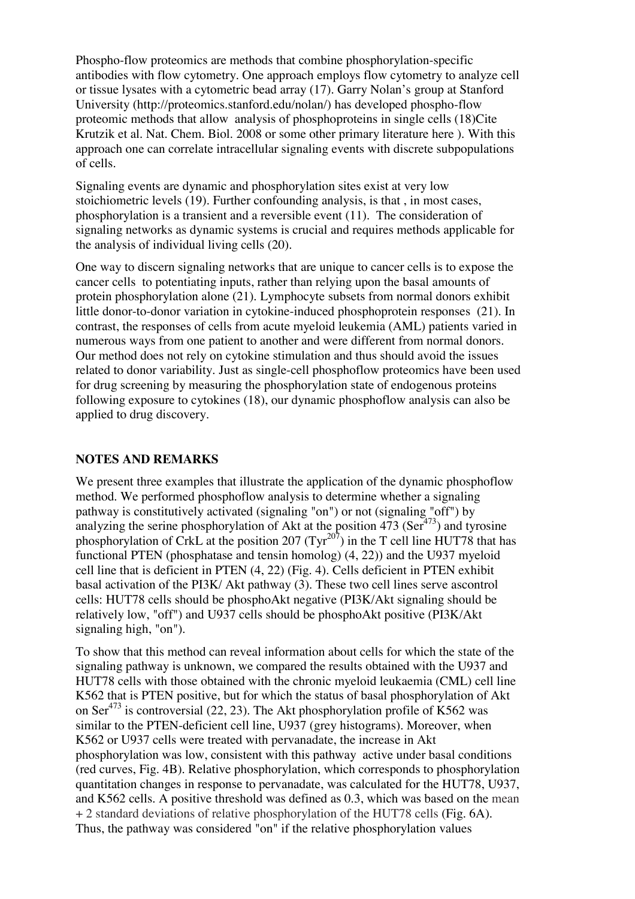Phospho-flow proteomics are methods that combine phosphorylation-specific antibodies with flow cytometry. One approach employs flow cytometry to analyze cell or tissue lysates with a cytometric bead array (17). Garry Nolan's group at Stanford University (http://proteomics.stanford.edu/nolan/) has developed phospho-flow proteomic methods that allow analysis of phosphoproteins in single cells (18)Cite Krutzik et al. Nat. Chem. Biol. 2008 or some other primary literature here ). With this approach one can correlate intracellular signaling events with discrete subpopulations of cells.

Signaling events are dynamic and phosphorylation sites exist at very low stoichiometric levels (19). Further confounding analysis, is that , in most cases, phosphorylation is a transient and a reversible event (11). The consideration of signaling networks as dynamic systems is crucial and requires methods applicable for the analysis of individual living cells (20).

One way to discern signaling networks that are unique to cancer cells is to expose the cancer cells to potentiating inputs, rather than relying upon the basal amounts of protein phosphorylation alone (21). Lymphocyte subsets from normal donors exhibit little donor-to-donor variation in cytokine-induced phosphoprotein responses (21). In contrast, the responses of cells from acute myeloid leukemia (AML) patients varied in numerous ways from one patient to another and were different from normal donors. Our method does not rely on cytokine stimulation and thus should avoid the issues related to donor variability. Just as single-cell phosphoflow proteomics have been used for drug screening by measuring the phosphorylation state of endogenous proteins following exposure to cytokines (18), our dynamic phosphoflow analysis can also be applied to drug discovery.

## NOTES AND REMARKS

We present three examples that illustrate the application of the dynamic phosphoflow method. We performed phosphoflow analysis to determine whether a signaling pathway is constitutively activated (signaling "on") or not (signaling "off") by analyzing the serine phosphorylation of Akt at the position 473 ($Ser^{473}$) and tyrosine phosphorylation of CrkL at the position 207 ($Tyr^{207}$) in the T cell line HUT78 that has functional PTEN (phosphatase and tensin homolog) (4, 22)) and the U937 myeloid cell line that is deficient in PTEN (4, 22) (Fig. 4). Cells deficient in PTEN exhibit basal activation of the PI3K/ Akt pathway (3). These two cell lines serve ascontrol cells: HUT78 cells should be phosphoAkt negative (PI3K/Akt signaling should be relatively low, "off") and U937 cells should be phosphoAkt positive (PI3K/Akt signaling high, "on").

To show that this method can reveal information about cells for which the state of the signaling pathway is unknown, we compared the results obtained with the U937 and HUT78 cells with those obtained with the chronic myeloid leukaemia (CML) cell line K562 that is PTEN positive, but for which the status of basal phosphorylation of Akt on $Ser^{473}$ is controversial (22, 23). The Akt phosphorylation profile of K562 was similar to the PTEN-deficient cell line, U937 (grey histograms). Moreover, when K562 or U937 cells were treated with pervanadate, the increase in Akt phosphorylation was low, consistent with this pathway active under basal conditions (red curves, Fig. 4B). Relative phosphorylation, which corresponds to phosphorylation quantitation changes in response to pervanadate, was calculated for the HUT78, U937, and K562 cells. A positive threshold was defined as 0.3, which was based on the mean + 2 standard deviations of relative phosphorylation of the HUT78 cells (Fig. 6A). Thus, the pathway was considered "on" if the relative phosphorylation values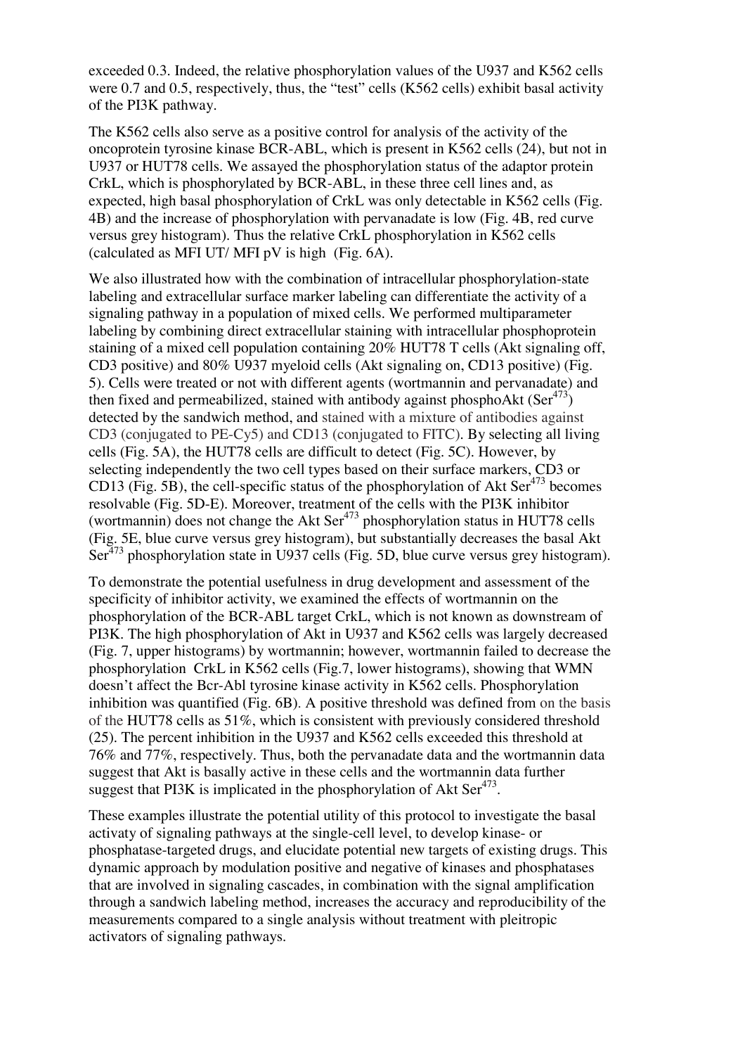exceeded 0.3. Indeed, the relative phosphorylation values of the U937 and K562 cells were 0.7 and 0.5, respectively, thus, the "test" cells (K562 cells) exhibit basal activity of the PI3K pathway.

The K562 cells also serve as a positive control for analysis of the activity of the oncoprotein tyrosine kinase BCR-ABL, which is present in K562 cells (24), but not in U937 or HUT78 cells. We assayed the phosphorylation status of the adaptor protein CrkL, which is phosphorylated by BCR-ABL, in these three cell lines and, as expected, high basal phosphorylation of CrkL was only detectable in K562 cells (Fig. 4B) and the increase of phosphorylation with pervanadate is low (Fig. 4B, red curve versus grey histogram). Thus the relative CrkL phosphorylation in K562 cells (calculated as MFI UT/ MFI pV is high (Fig. 6A).

We also illustrated how with the combination of intracellular phosphorylation-state labeling and extracellular surface marker labeling can differentiate the activity of a signaling pathway in a population of mixed cells. We performed multiparameter labeling by combining direct extracellular staining with intracellular phosphoprotein staining of a mixed cell population containing 20% HUT78 T cells (Akt signaling off, CD3 positive) and 80% U937 myeloid cells (Akt signaling on, CD13 positive) (Fig. 5). Cells were treated or not with different agents (wortmannin and pervanadate) and then fixed and permeabilized, stained with antibody against phosphoAkt (Ser[473]) detected by the sandwich method, and stained with a mixture of antibodies against CD3 (conjugated to PE-Cy5) and CD13 (conjugated to FITC). By selecting all living cells (Fig. 5A), the HUT78 cells are difficult to detect (Fig. 5C). However, by selecting independently the two cell types based on their surface markers, CD3 or CD13 (Fig. 5B), the cell-specific status of the phosphorylation of Akt Ser[473] becomes resolvable (Fig. 5D-E). Moreover, treatment of the cells with the PI3K inhibitor (wortmannin) does not change the Akt Ser[473] phosphorylation status in HUT78 cells (Fig. 5E, blue curve versus grey histogram), but substantially decreases the basal Akt Ser[473] phosphorylation state in U937 cells (Fig. 5D, blue curve versus grey histogram).

To demonstrate the potential usefulness in drug development and assessment of the specificity of inhibitor activity, we examined the effects of wortmannin on the phosphorylation of the BCR-ABL target CrkL, which is not known as downstream of PI3K. The high phosphorylation of Akt in U937 and K562 cells was largely decreased (Fig. 7, upper histograms) by wortmannin; however, wortmannin failed to decrease the phosphorylation CrkL in K562 cells (Fig.7, lower histograms), showing that WMN doesn't affect the Bcr-Abl tyrosine kinase activity in K562 cells. Phosphorylation inhibition was quantified (Fig. 6B). A positive threshold was defined from on the basis of the HUT78 cells as 51%, which is consistent with previously considered threshold (25). The percent inhibition in the U937 and K562 cells exceeded this threshold at 76% and 77%, respectively. Thus, both the pervanadate data and the wortmannin data suggest that Akt is basally active in these cells and the wortmannin data further suggest that PI3K is implicated in the phosphorylation of Akt Ser[473].

These examples illustrate the potential utility of this protocol to investigate the basal activaty of signaling pathways at the single-cell level, to develop kinase- or phosphatase-targeted drugs, and elucidate potential new targets of existing drugs. This dynamic approach by modulation positive and negative of kinases and phosphatases that are involved in signaling cascades, in combination with the signal amplification through a sandwich labeling method, increases the accuracy and reproducibility of the measurements compared to a single analysis without treatment with pleitropic activators of signaling pathways.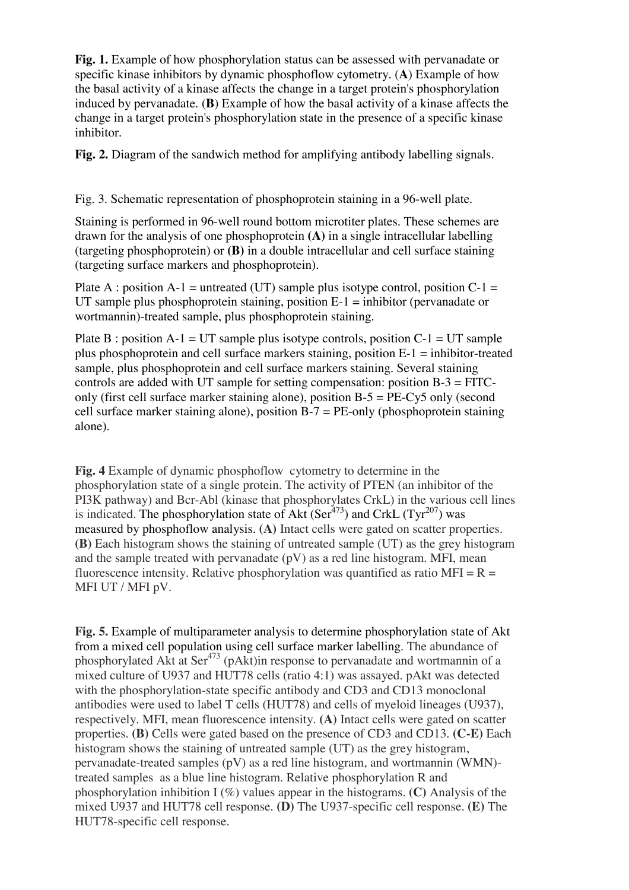**Fig. 1.** Example of how phosphorylation status can be assessed with pervanadate or specific kinase inhibitors by dynamic phosphoflow cytometry. (**A**) Example of how the basal activity of a kinase affects the change in a target protein's phosphorylation induced by pervanadate. (**B**) Example of how the basal activity of a kinase affects the change in a target protein's phosphorylation state in the presence of a specific kinase inhibitor.

**Fig. 2.** Diagram of the sandwich method for amplifying antibody labelling signals.

Fig. 3. Schematic representation of phosphoprotein staining in a 96-well plate.

Staining is performed in 96-well round bottom microtiter plates. These schemes are drawn for the analysis of one phosphoprotein **(A)** in a single intracellular labelling (targeting phosphoprotein) or **(B)** in a double intracellular and cell surface staining (targeting surface markers and phosphoprotein).

Plate A : position A-1 = untreated (UT) sample plus isotype control, position C-1 = UT sample plus phosphoprotein staining, position E-1 = inhibitor (pervanadate or wortmannin)-treated sample, plus phosphoprotein staining.

Plate B : position A-1 = UT sample plus isotype controls, position C-1 = UT sample plus phosphoprotein and cell surface markers staining, position E-1 = inhibitor-treated sample, plus phosphoprotein and cell surface markers staining. Several staining controls are added with UT sample for setting compensation: position B-3 = FITC-only (first cell surface marker staining alone), position B-5 = PE-Cy5 only (second cell surface marker staining alone), position B-7 = PE-only (phosphoprotein staining alone).

**Fig. 4** Example of dynamic phosphoflow cytometry to determine in the phosphorylation state of a single protein. The activity of PTEN (an inhibitor of the PI3K pathway) and Bcr-Abl (kinase that phosphorylates CrkL) in the various cell lines is indicated. The phosphorylation state of Akt ($Ser^{473}$) and CrkL ($Tyr^{207}$) was measured by phosphoflow analysis. **(A)** Intact cells were gated on scatter properties. **(B)** Each histogram shows the staining of untreated sample (UT) as the grey histogram and the sample treated with pervanadate (pV) as a red line histogram. MFI, mean fluorescence intensity. Relative phosphorylation was quantified as ratio MFI = R = MFI UT / MFI pV.

**Fig. 5.** Example of multiparameter analysis to determine phosphorylation state of Akt from a mixed cell population using cell surface marker labelling. The abundance of phosphorylated Akt at $Ser^{473}$ (pAkt)in response to pervanadate and wortmannin of a mixed culture of U937 and HUT78 cells (ratio 4:1) was assayed. pAkt was detected with the phosphorylation-state specific antibody and CD3 and CD13 monoclonal antibodies were used to label T cells (HUT78) and cells of myeloid lineages (U937), respectively. MFI, mean fluorescence intensity. **(A)** Intact cells were gated on scatter properties. **(B)** Cells were gated based on the presence of CD3 and CD13. **(C-E)** Each histogram shows the staining of untreated sample (UT) as the grey histogram, pervanadate-treated samples (pV) as a red line histogram, and wortmannin (WMN)-treated samples as a blue line histogram. Relative phosphorylation R and phosphorylation inhibition I (%) values appear in the histograms. **(C)** Analysis of the mixed U937 and HUT78 cell response. **(D)** The U937-specific cell response. **(E)** The HUT78-specific cell response.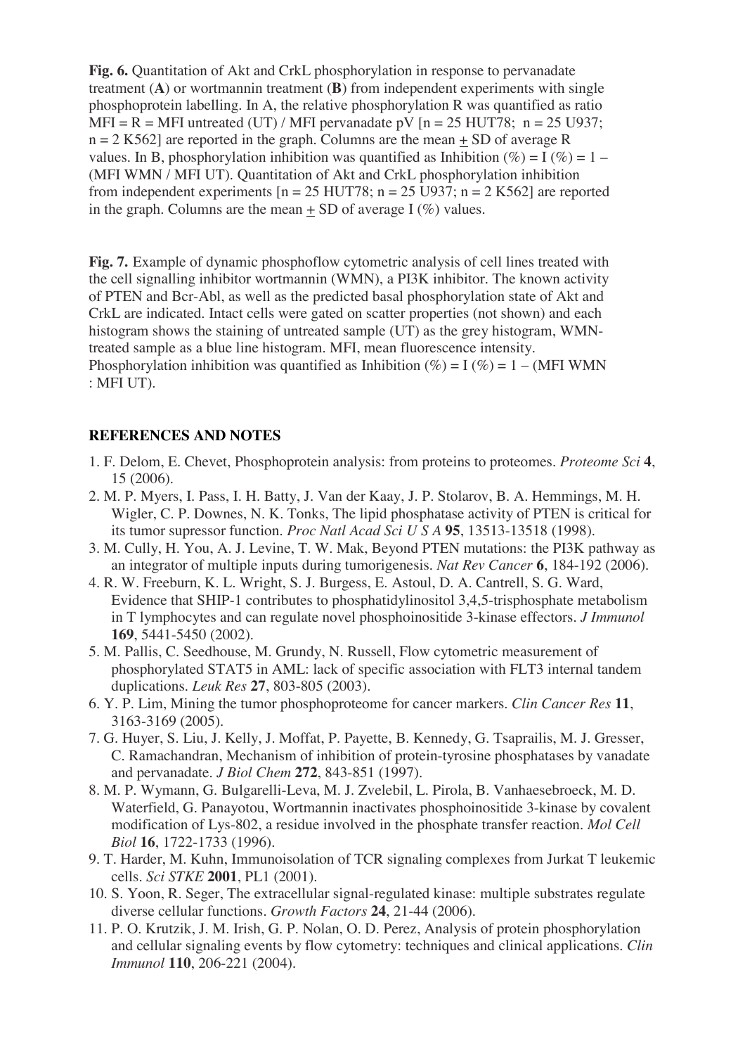**Fig. 6.** Quantitation of Akt and CrkL phosphorylation in response to pervanadate treatment (**A**) or wortmannin treatment (**B**) from independent experiments with single phosphoprotein labelling. In A, the relative phosphorylation R was quantified as ratio MFI = R = MFI untreated (UT) / MFI pervanadate pV [n = 25 HUT78; n = 25 U937; n = 2 K562] are reported in the graph. Columns are the mean ± SD of average R values. In B, phosphorylation inhibition was quantified as Inhibition (%) = I (%) = 1 – (MFI WMN / MFI UT). Quantitation of Akt and CrkL phosphorylation inhibition from independent experiments [n = 25 HUT78; n = 25 U937; n = 2 K562] are reported in the graph. Columns are the mean ± SD of average I (%) values.

**Fig. 7.** Example of dynamic phosphoflow cytometric analysis of cell lines treated with the cell signalling inhibitor wortmannin (WMN), a PI3K inhibitor. The known activity of PTEN and Bcr-Abl, as well as the predicted basal phosphorylation state of Akt and CrkL are indicated. Intact cells were gated on scatter properties (not shown) and each histogram shows the staining of untreated sample (UT) as the grey histogram, WMN-treated sample as a blue line histogram. MFI, mean fluorescence intensity. Phosphorylation inhibition was quantified as Inhibition (%) = I (%) = 1 – (MFI WMN : MFI UT).

## REFERENCES AND NOTES

1. F. Delom, E. Chevet, Phosphoprotein analysis: from proteins to proteomes. *Proteome Sci* **4**, 15 (2006).
2. M. P. Myers, I. Pass, I. H. Batty, J. Van der Kaay, J. P. Stolarov, B. A. Hemmings, M. H. Wigler, C. P. Downes, N. K. Tonks, The lipid phosphatase activity of PTEN is critical for its tumor supressor function. *Proc Natl Acad Sci U S A* **95**, 13513-13518 (1998).
3. M. Cully, H. You, A. J. Levine, T. W. Mak, Beyond PTEN mutations: the PI3K pathway as an integrator of multiple inputs during tumorigenesis. *Nat Rev Cancer* **6**, 184-192 (2006).
4. R. W. Freeburn, K. L. Wright, S. J. Burgess, E. Astoul, D. A. Cantrell, S. G. Ward, Evidence that SHIP-1 contributes to phosphatidylinositol 3,4,5-trisphosphate metabolism in T lymphocytes and can regulate novel phosphoinositide 3-kinase effectors. *J Immunol* **169**, 5441-5450 (2002).
5. M. Pallis, C. Seedhouse, M. Grundy, N. Russell, Flow cytometric measurement of phosphorylated STAT5 in AML: lack of specific association with FLT3 internal tandem duplications. *Leuk Res* **27**, 803-805 (2003).
6. Y. P. Lim, Mining the tumor phosphoproteome for cancer markers. *Clin Cancer Res* **11**, 3163-3169 (2005).
7. G. Huyer, S. Liu, J. Kelly, J. Moffat, P. Payette, B. Kennedy, G. Tsaprailis, M. J. Gresser, C. Ramachandran, Mechanism of inhibition of protein-tyrosine phosphatases by vanadate and pervanadate. *J Biol Chem* **272**, 843-851 (1997).
8. M. P. Wymann, G. Bulgarelli-Leva, M. J. Zvelebil, L. Pirola, B. Vanhaesebroeck, M. D. Waterfield, G. Panayotou, Wortmannin inactivates phosphoinositide 3-kinase by covalent modification of Lys-802, a residue involved in the phosphate transfer reaction. *Mol Cell Biol* **16**, 1722-1733 (1996).
9. T. Harder, M. Kuhn, Immunoisolation of TCR signaling complexes from Jurkat T leukemic cells. *Sci STKE* **2001**, PL1 (2001).
10. S. Yoon, R. Seger, The extracellular signal-regulated kinase: multiple substrates regulate diverse cellular functions. *Growth Factors* **24**, 21-44 (2006).
11. P. O. Krutzik, J. M. Irish, G. P. Nolan, O. D. Perez, Analysis of protein phosphorylation and cellular signaling events by flow cytometry: techniques and clinical applications. *Clin Immunol* **110**, 206-221 (2004).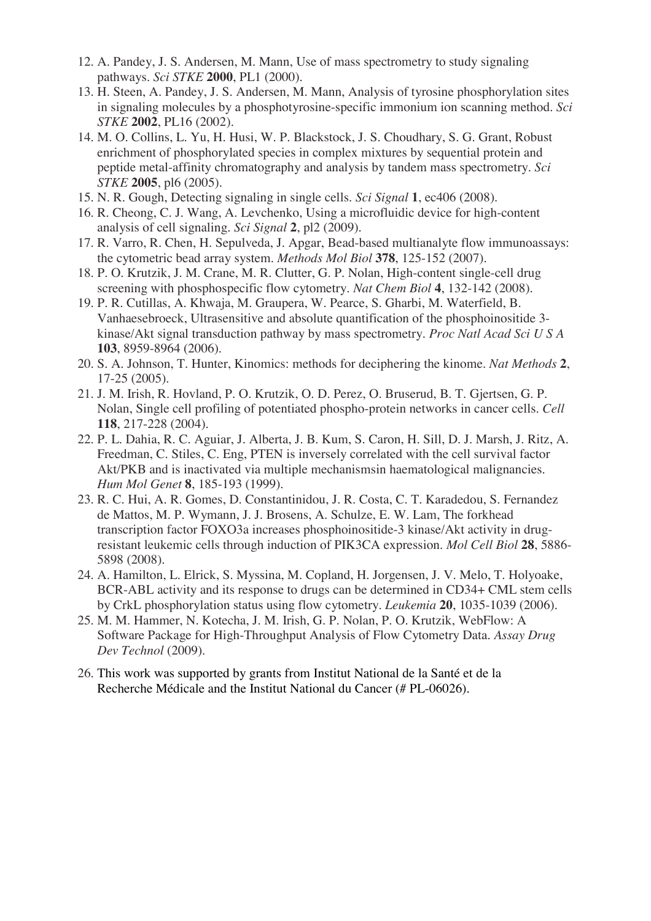12. A. Pandey, J. S. Andersen, M. Mann, Use of mass spectrometry to study signaling pathways. *Sci STKE* **2000**, PL1 (2000).
13. H. Steen, A. Pandey, J. S. Andersen, M. Mann, Analysis of tyrosine phosphorylation sites in signaling molecules by a phosphotyrosine-specific immonium ion scanning method. *Sci STKE* **2002**, PL16 (2002).
14. M. O. Collins, L. Yu, H. Husi, W. P. Blackstock, J. S. Choudhary, S. G. Grant, Robust enrichment of phosphorylated species in complex mixtures by sequential protein and peptide metal-affinity chromatography and analysis by tandem mass spectrometry. *Sci STKE* **2005**, pl6 (2005).
15. N. R. Gough, Detecting signaling in single cells. *Sci Signal* **1**, ec406 (2008).
16. R. Cheong, C. J. Wang, A. Levchenko, Using a microfluidic device for high-content analysis of cell signaling. *Sci Signal* **2**, pl2 (2009).
17. R. Varro, R. Chen, H. Sepulveda, J. Apgar, Bead-based multianalyte flow immunoassays: the cytometric bead array system. *Methods Mol Biol* **378**, 125-152 (2007).
18. P. O. Krutzik, J. M. Crane, M. R. Clutter, G. P. Nolan, High-content single-cell drug screening with phosphospecific flow cytometry. *Nat Chem Biol* **4**, 132-142 (2008).
19. P. R. Cutillas, A. Khwaja, M. Graupera, W. Pearce, S. Gharbi, M. Waterfield, B. Vanhaesebroeck, Ultrasensitive and absolute quantification of the phosphoinositide 3-kinase/Akt signal transduction pathway by mass spectrometry. *Proc Natl Acad Sci U S A* **103**, 8959-8964 (2006).
20. S. A. Johnson, T. Hunter, Kinomics: methods for deciphering the kinome. *Nat Methods* **2**, 17-25 (2005).
21. J. M. Irish, R. Hovland, P. O. Krutzik, O. D. Perez, O. Bruserud, B. T. Gjertsen, G. P. Nolan, Single cell profiling of potentiated phospho-protein networks in cancer cells. *Cell* **118**, 217-228 (2004).
22. P. L. Dahia, R. C. Aguiar, J. Alberta, J. B. Kum, S. Caron, H. Sill, D. J. Marsh, J. Ritz, A. Freedman, C. Stiles, C. Eng, PTEN is inversely correlated with the cell survival factor Akt/PKB and is inactivated via multiple mechanismsin haematological malignancies. *Hum Mol Genet* **8**, 185-193 (1999).
23. R. C. Hui, A. R. Gomes, D. Constantinidou, J. R. Costa, C. T. Karadedou, S. Fernandez de Mattos, M. P. Wymann, J. J. Brosens, A. Schulze, E. W. Lam, The forkhead transcription factor FOXO3a increases phosphoinositide-3 kinase/Akt activity in drug-resistant leukemic cells through induction of PIK3CA expression. *Mol Cell Biol* **28**, 5886-5898 (2008).
24. A. Hamilton, L. Elrick, S. Myssina, M. Copland, H. Jorgensen, J. V. Melo, T. Holyoake, BCR-ABL activity and its response to drugs can be determined in CD34+ CML stem cells by CrkL phosphorylation status using flow cytometry. *Leukemia* **20**, 1035-1039 (2006).
25. M. M. Hammer, N. Kotecha, J. M. Irish, G. P. Nolan, P. O. Krutzik, WebFlow: A Software Package for High-Throughput Analysis of Flow Cytometry Data. *Assay Drug Dev Technol* (2009).
26. This work was supported by grants from Institut National de la Santé et de la Recherche Médicale and the Institut National du Cancer (# PL-06026).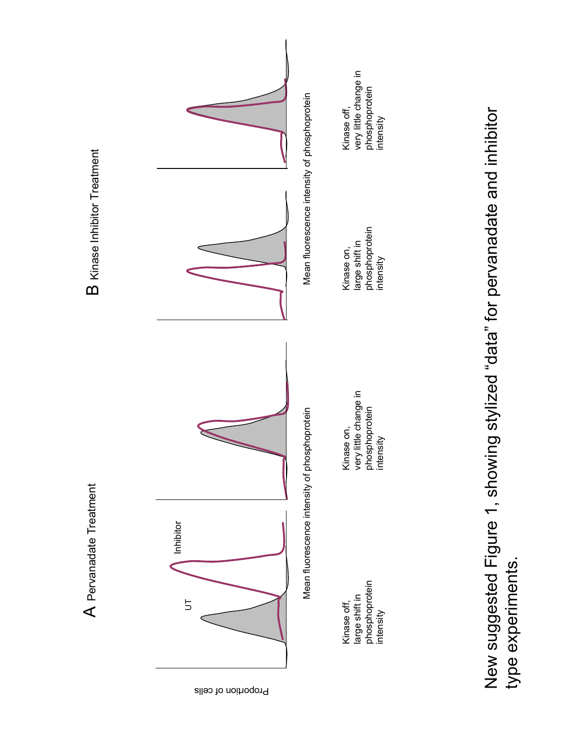A Pervanadate Treatment

B Kinase Inhibitor Treatment

Proportion of cells

UT

Inhibitor

Mean fluorescence intensity of phosphoprotein

Mean fluorescence intensity of phosphoprotein

Kinase off, large shift in phosphoprotein intensity

Kinase on, very little change in phosphoprotein intensity

Kinase on, large shift in phosphoprotein intensity

Kinase off, very little change in phosphoprotein intensity

New suggested Figure 1, showing stylized "data" for pervanadate and inhibitor type experiments.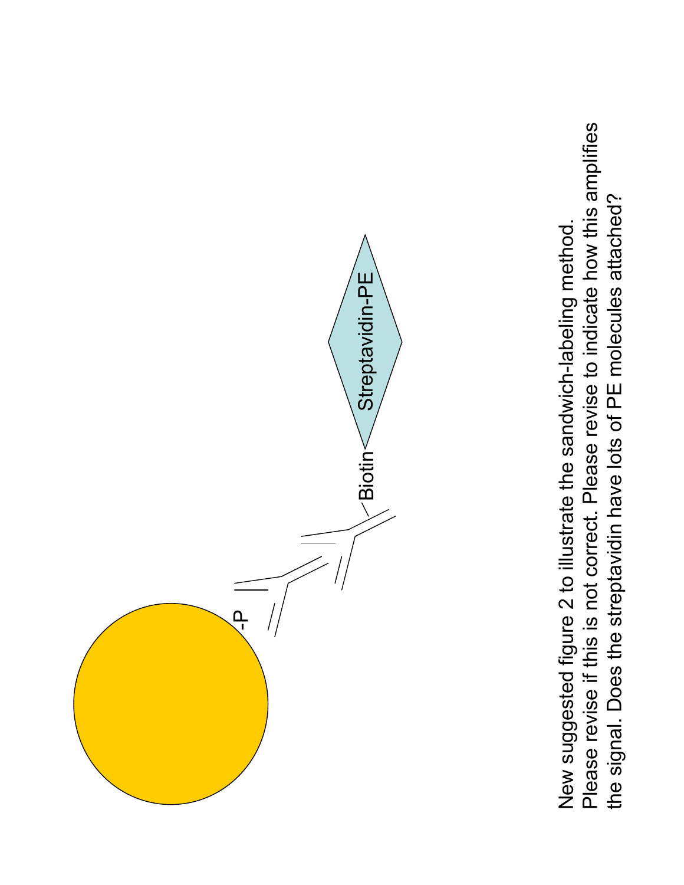-P

Biotin

Streptavidin-PE

New suggested figure 2 to illustrate the sandwich-labeling method.
Please revise if this is not correct. Please revise to indicate how this amplifies the signal. Does the streptavidin have lots of PE molecules attached?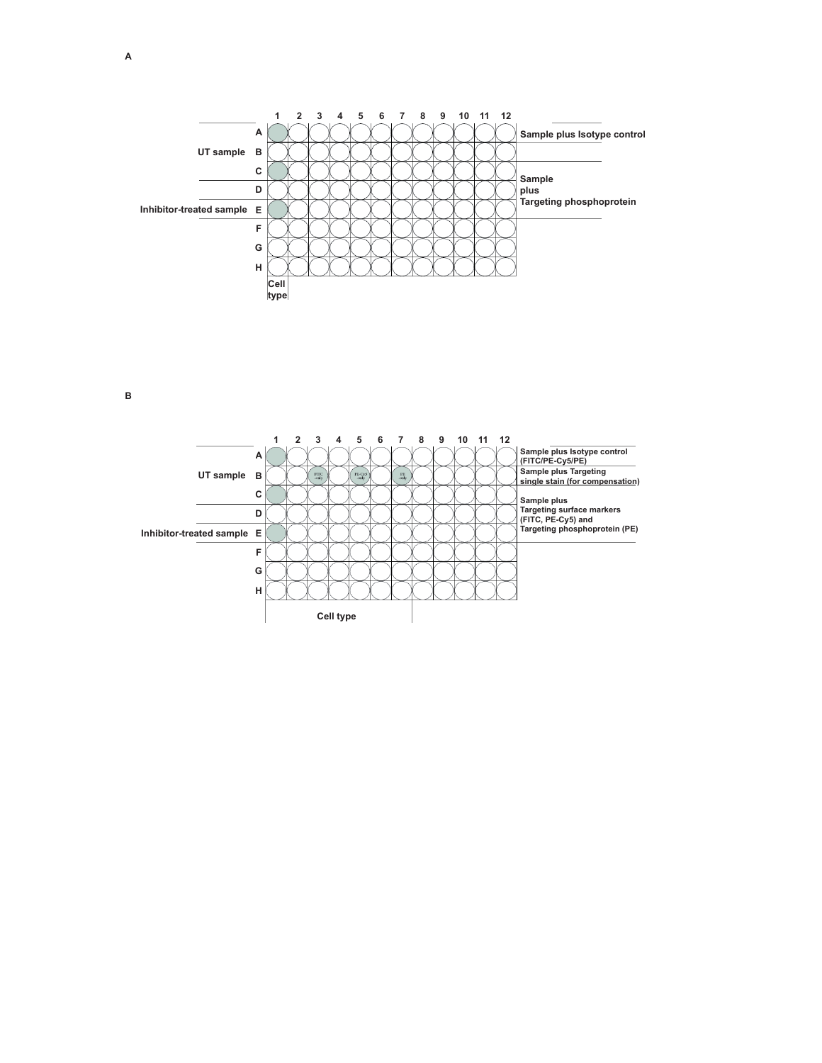A

| | | 1 | 2 | 3 | 4 | 5 | 6 | 7 | 8 | 9 | 10 | 11 | 12 | |
|---|---|---|---|---|---|---|---|---|---|---|---|---|---|---|
| UT sample | A | | | | | | | | | | | | | Sample plus Isotype control |
| | B | | | | | | | | | | | | | |
| | C | | | | | | | | | | | | | Sample plus Targeting phosphoprotein |
| Inhibitor-treated sample | D | | | | | | | | | | | | | |
| | E | | | | | | | | | | | | | |
| | F | | | | | | | | | | | | | |
| | G | | | | | | | | | | | | | |
| | H | | | | | | | | | | | | | |
| | | Cell type | | | | | | | | | | | | |

B

| | | 1 | 2 | 3 | 4 | 5 | 6 | 7 | 8 | 9 | 10 | 11 | 12 | |
|---|---|---|---|---|---|---|---|---|---|---|---|---|---|---|
| UT sample | A | | | | | | | | | | | | | Sample plus Isotype control (FITC/PE-Cy5/PE) |
| | B | | | FITC only | | PE-Cy5 only | | PE only | | | | | | Sample plus Targeting single stain (for compensation) |
| | C | | | | | | | | | | | | | Sample plus Targeting surface markers (FITC, PE-Cy5) and Targeting phosphoprotein (PE) |
| Inhibitor-treated sample | D | | | | | | | | | | | | | |
| | E | | | | | | | | | | | | | |
| | F | | | | | | | | | | | | | |
| | G | | | | | | | | | | | | | |
| | H | | | | | | | | | | | | | |
| | | Cell type | | | | | | | | | | | | |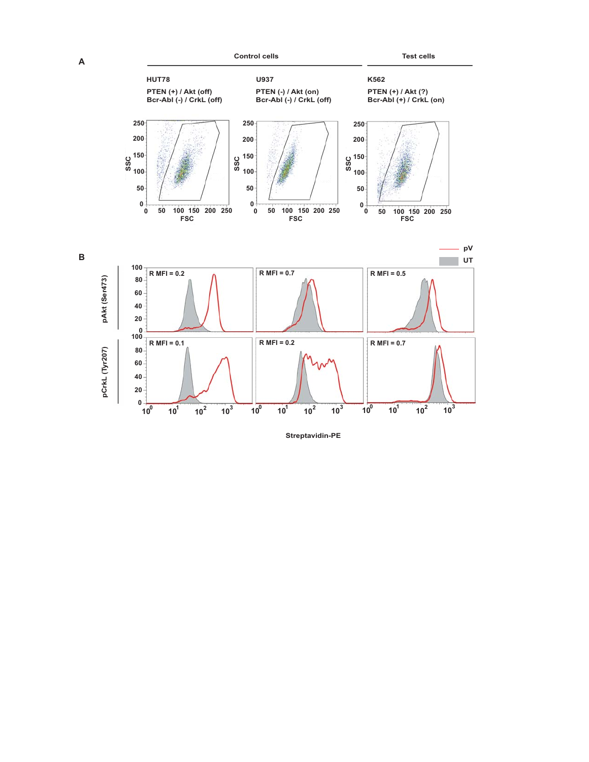**A**

Control cells

Test cells

HUT78
PTEN (+) / Akt (off)
Bcr-Abl (-) / CrkL (off)

U937
PTEN (-) / Akt (on)
Bcr-Abl (-) / CrkL (off)

K562
PTEN (+) / Akt (?)
Bcr-Abl (+) / CrkL (on)

**B**

pV
UT

pAkt (Ser473): R MFI = 0.2; R MFI = 0.7; R MFI = 0.5

pCrkL (Tyr207): R MFI = 0.1; R MFI = 0.2; R MFI = 0.7

Streptavidin-PE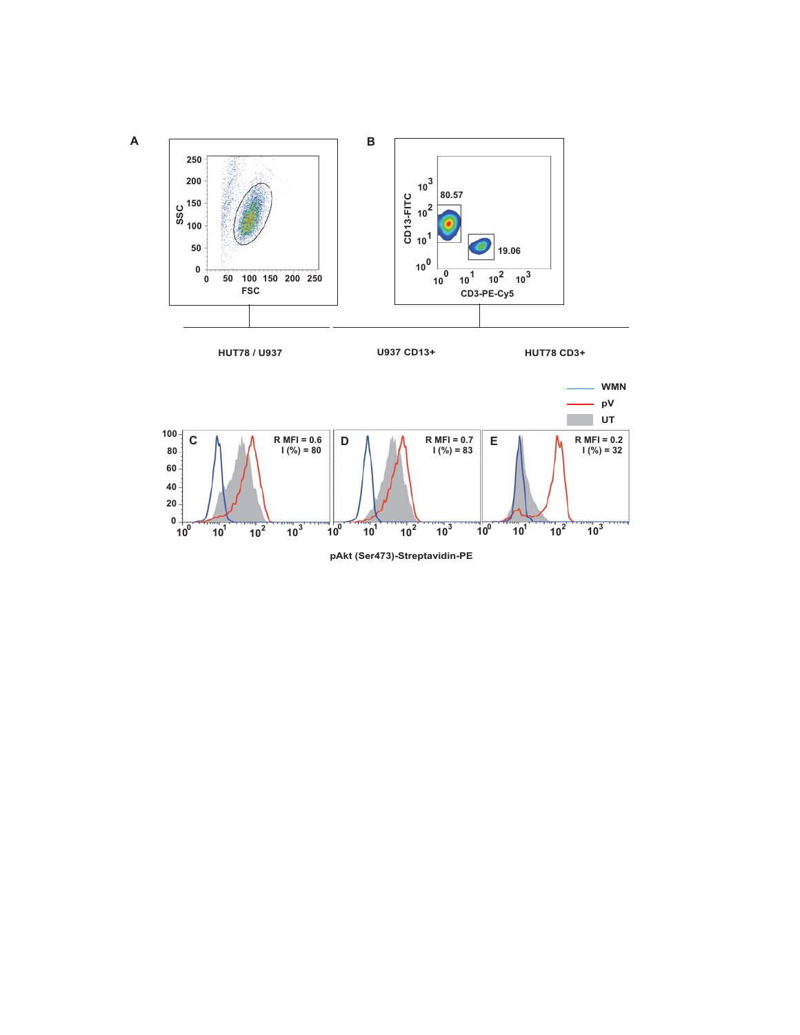A

SSC

FSC

HUT78 / U937

B

CD13-FITC

CD3-PE-Cy5

80.57

19.06

U937 CD13+

HUT78 CD3+

WMN

pV

UT

C R MFI = 0.6 I (%) = 80

D R MFI = 0.7 I (%) = 83

E R MFI = 0.2 I (%) = 32

pAkt (Ser473)-Streptavidin-PE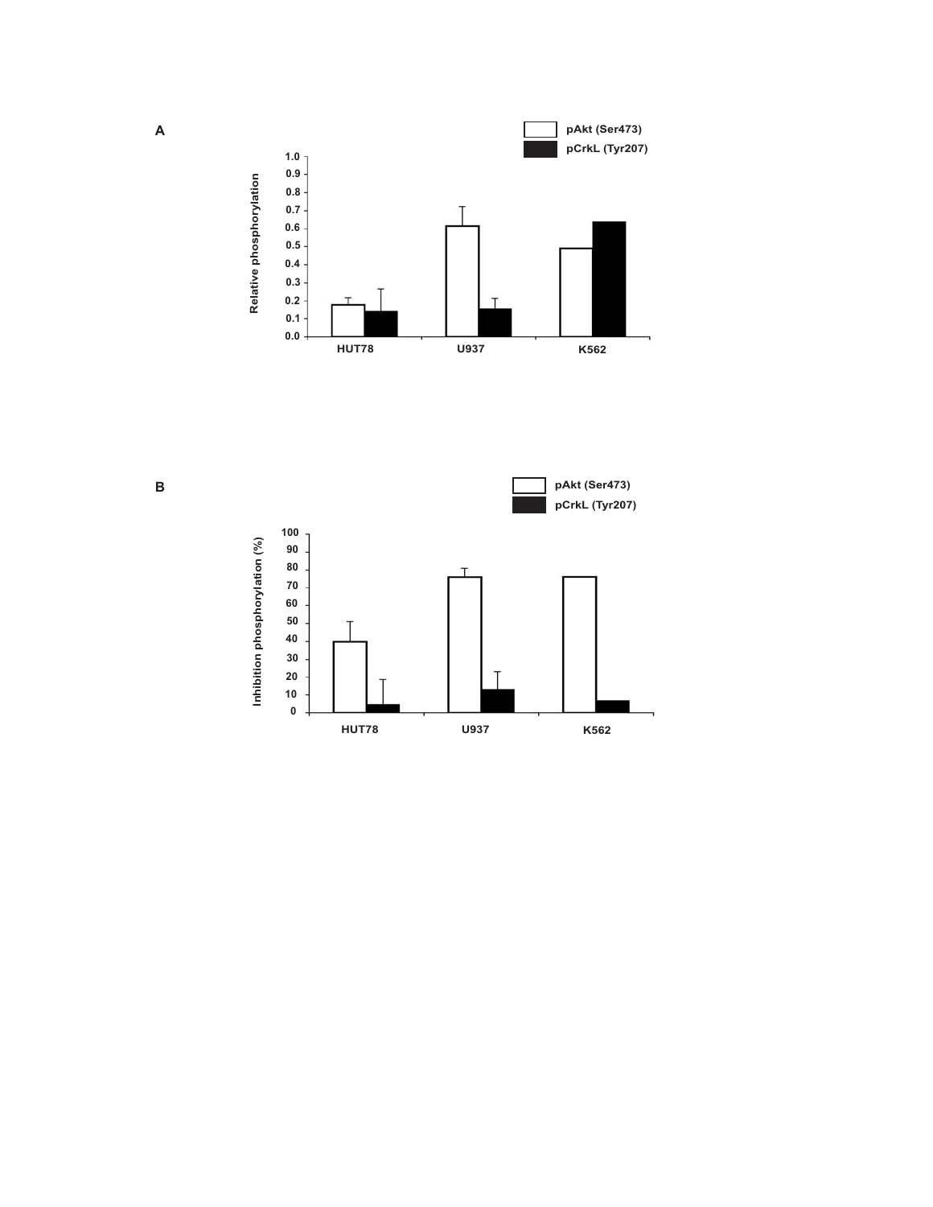A

pAkt (Ser473)
pCrkL (Tyr207)

Relative phosphorylation

1.0
0.9
0.8
0.7
0.6
0.5
0.4
0.3
0.2
0.1
0.0

HUT78 U937 K562

B

pAkt (Ser473)
pCrkL (Tyr207)

Inhibition phosphorylation (%)

100
90
80
70
60
50
40
30
20
10
0

HUT78 U937 K562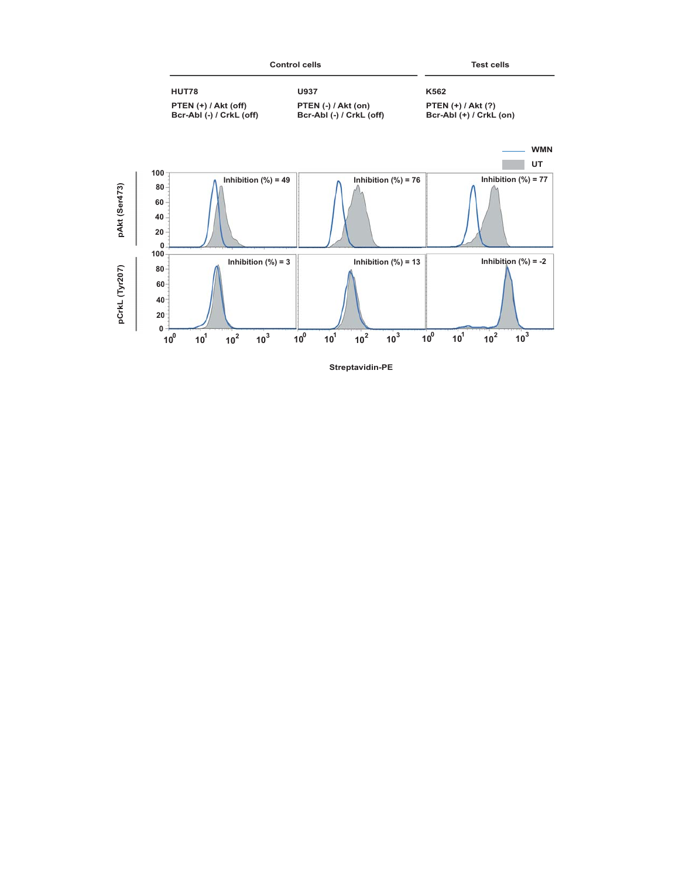Control cells

Test cells

HUT78

PTEN (+) / Akt (off)
Bcr-Abl (-) / CrkL (off)

U937

PTEN (-) / Akt (on)
Bcr-Abl (-) / CrkL (off)

K562

PTEN (+) / Akt (?)
Bcr-Abl (+) / CrkL (on)

WMN

UT

pAkt (Ser473)

Inhibition (%) = 49

Inhibition (%) = 76

Inhibition (%) = 77

pCrkL (Tyr207)

Inhibition (%) = 3

Inhibition (%) = 13

Inhibition (%) = -2

100
80
60
40
20
0

$10^0$ $10^1$ $10^2$ $10^3$

Streptavidin-PE